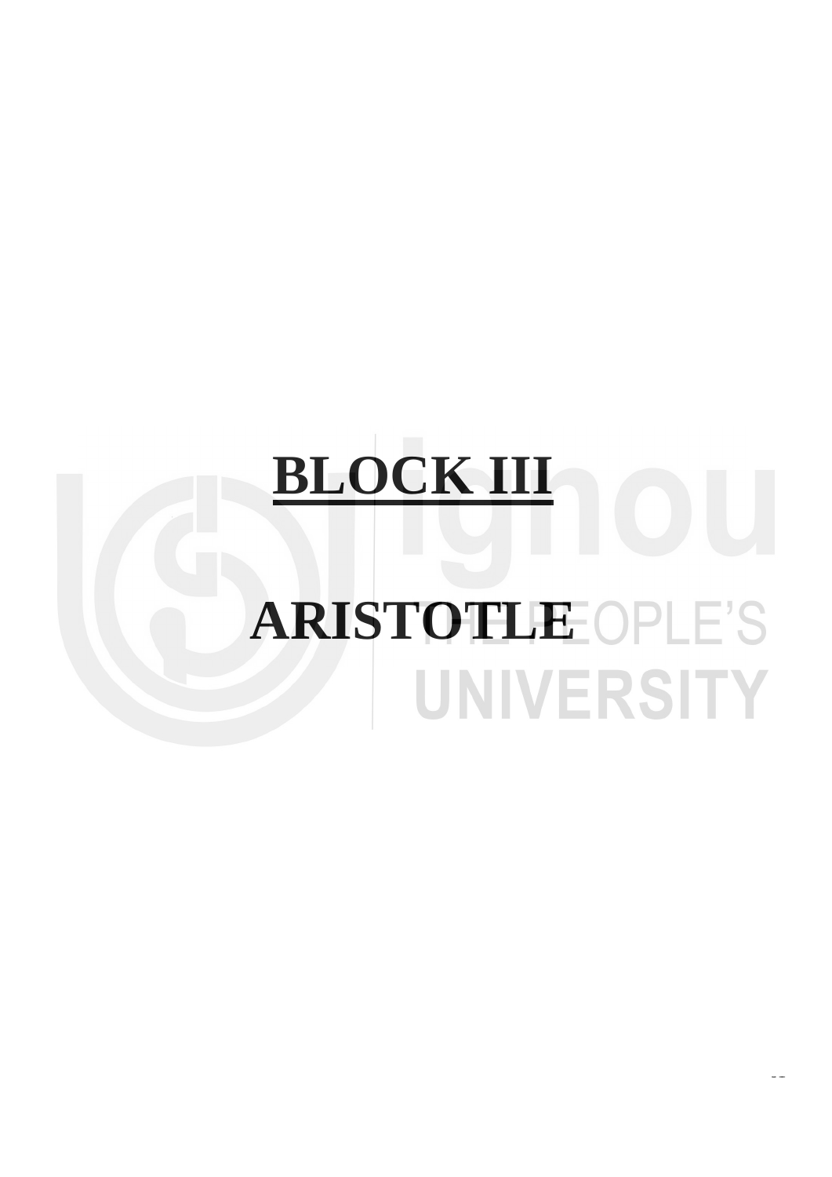# BLOCK III

# ARISTOTLE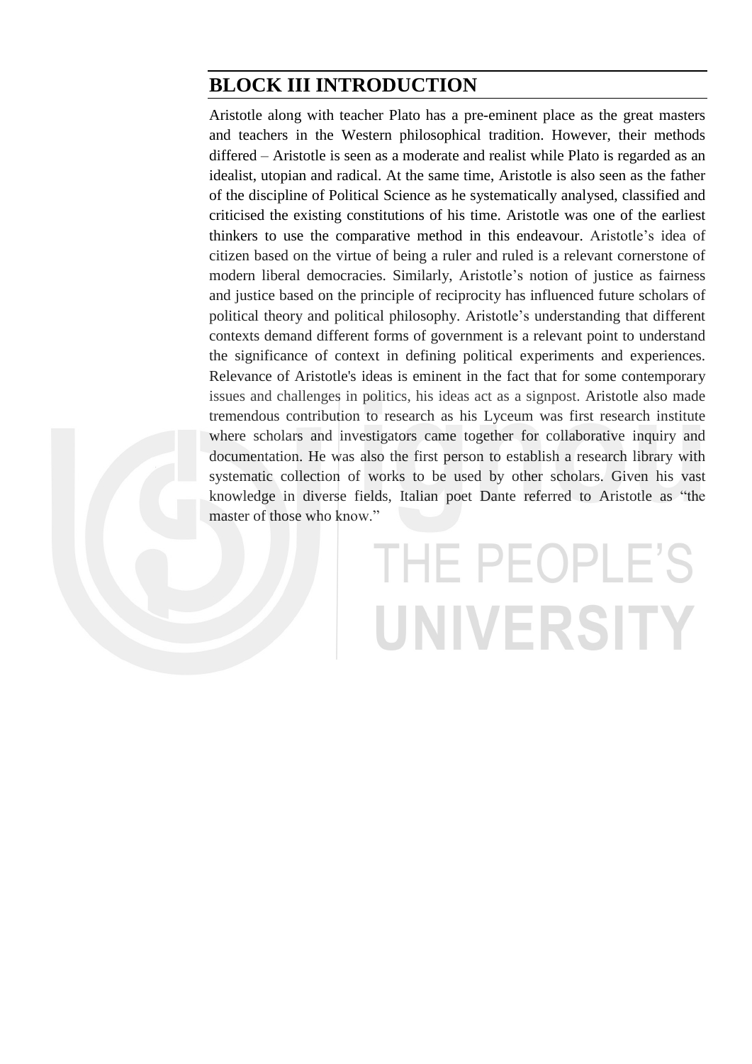# BLOCK III INTRODUCTION

Aristotle along with teacher Plato has a pre-eminent place as the great masters and teachers in the Western philosophical tradition. However, their methods differed – Aristotle is seen as a moderate and realist while Plato is regarded as an idealist, utopian and radical. At the same time, Aristotle is also seen as the father of the discipline of Political Science as he systematically analysed, classified and criticised the existing constitutions of his time. Aristotle was one of the earliest thinkers to use the comparative method in this endeavour. Aristotle's idea of citizen based on the virtue of being a ruler and ruled is a relevant cornerstone of modern liberal democracies. Similarly, Aristotle's notion of justice as fairness and justice based on the principle of reciprocity has influenced future scholars of political theory and political philosophy. Aristotle's understanding that different contexts demand different forms of government is a relevant point to understand the significance of context in defining political experiments and experiences. Relevance of Aristotle's ideas is eminent in the fact that for some contemporary issues and challenges in politics, his ideas act as a signpost. Aristotle also made tremendous contribution to research as his Lyceum was first research institute where scholars and investigators came together for collaborative inquiry and documentation. He was also the first person to establish a research library with systematic collection of works to be used by other scholars. Given his vast knowledge in diverse fields, Italian poet Dante referred to Aristotle as "the master of those who know."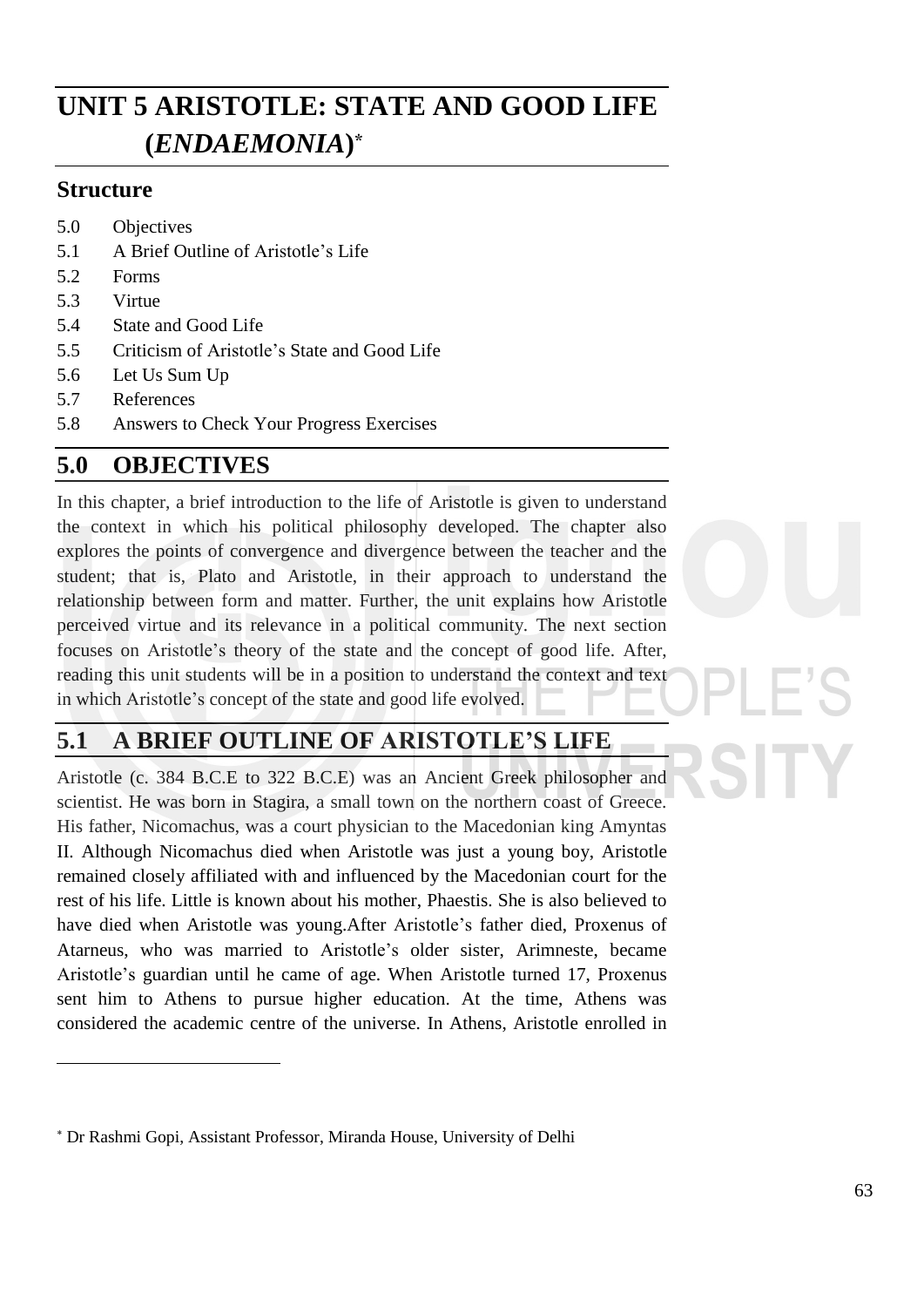# UNIT 5 ARISTOTLE: STATE AND GOOD LIFE (*ENDAEMONIA*)*

## Structure

5.0 Objectives

5.1 A Brief Outline of Aristotle's Life

5.2 Forms

5.3 Virtue

5.4 State and Good Life

5.5 Criticism of Aristotle's State and Good Life

5.6 Let Us Sum Up

5.7 References

5.8 Answers to Check Your Progress Exercises

## 5.0 OBJECTIVES

In this chapter, a brief introduction to the life of Aristotle is given to understand the context in which his political philosophy developed. The chapter also explores the points of convergence and divergence between the teacher and the student; that is, Plato and Aristotle, in their approach to understand the relationship between form and matter. Further, the unit explains how Aristotle perceived virtue and its relevance in a political community. The next section focuses on Aristotle's theory of the state and the concept of good life. After, reading this unit students will be in a position to understand the context and text in which Aristotle's concept of the state and good life evolved.

## 5.1 A BRIEF OUTLINE OF ARISTOTLE'S LIFE

Aristotle (c. 384 B.C.E to 322 B.C.E) was an Ancient Greek philosopher and scientist. He was born in Stagira, a small town on the northern coast of Greece. His father, Nicomachus, was a court physician to the Macedonian king Amyntas II. Although Nicomachus died when Aristotle was just a young boy, Aristotle remained closely affiliated with and influenced by the Macedonian court for the rest of his life. Little is known about his mother, Phaestis. She is also believed to have died when Aristotle was young.After Aristotle's father died, Proxenus of Atarneus, who was married to Aristotle's older sister, Arimneste, became Aristotle's guardian until he came of age. When Aristotle turned 17, Proxenus sent him to Athens to pursue higher education. At the time, Athens was considered the academic centre of the universe. In Athens, Aristotle enrolled in

---

* Dr Rashmi Gopi, Assistant Professor, Miranda House, University of Delhi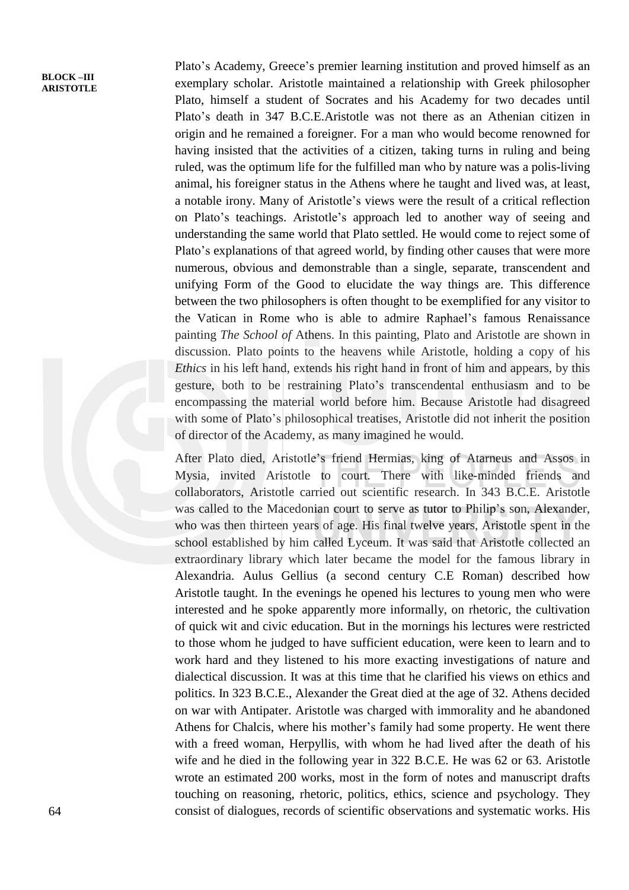Plato's Academy, Greece's premier learning institution and proved himself as an exemplary scholar. Aristotle maintained a relationship with Greek philosopher Plato, himself a student of Socrates and his Academy for two decades until Plato's death in 347 B.C.E.Aristotle was not there as an Athenian citizen in origin and he remained a foreigner. For a man who would become renowned for having insisted that the activities of a citizen, taking turns in ruling and being ruled, was the optimum life for the fulfilled man who by nature was a polis-living animal, his foreigner status in the Athens where he taught and lived was, at least, a notable irony. Many of Aristotle's views were the result of a critical reflection on Plato's teachings. Aristotle's approach led to another way of seeing and understanding the same world that Plato settled. He would come to reject some of Plato's explanations of that agreed world, by finding other causes that were more numerous, obvious and demonstrable than a single, separate, transcendent and unifying Form of the Good to elucidate the way things are. This difference between the two philosophers is often thought to be exemplified for any visitor to the Vatican in Rome who is able to admire Raphael's famous Renaissance painting *The School of* Athens. In this painting, Plato and Aristotle are shown in discussion. Plato points to the heavens while Aristotle, holding a copy of his *Ethics* in his left hand, extends his right hand in front of him and appears, by this gesture, both to be restraining Plato's transcendental enthusiasm and to be encompassing the material world before him. Because Aristotle had disagreed with some of Plato's philosophical treatises, Aristotle did not inherit the position of director of the Academy, as many imagined he would.

After Plato died, Aristotle's friend Hermias, king of Atarneus and Assos in Mysia, invited Aristotle to court. There with like-minded friends and collaborators, Aristotle carried out scientific research. In 343 B.C.E. Aristotle was called to the Macedonian court to serve as tutor to Philip's son, Alexander, who was then thirteen years of age. His final twelve years, Aristotle spent in the school established by him called Lyceum. It was said that Aristotle collected an extraordinary library which later became the model for the famous library in Alexandria. Aulus Gellius (a second century C.E Roman) described how Aristotle taught. In the evenings he opened his lectures to young men who were interested and he spoke apparently more informally, on rhetoric, the cultivation of quick wit and civic education. But in the mornings his lectures were restricted to those whom he judged to have sufficient education, were keen to learn and to work hard and they listened to his more exacting investigations of nature and dialectical discussion. It was at this time that he clarified his views on ethics and politics. In 323 B.C.E., Alexander the Great died at the age of 32. Athens decided on war with Antipater. Aristotle was charged with immorality and he abandoned Athens for Chalcis, where his mother's family had some property. He went there with a freed woman, Herpyllis, with whom he had lived after the death of his wife and he died in the following year in 322 B.C.E. He was 62 or 63. Aristotle wrote an estimated 200 works, most in the form of notes and manuscript drafts touching on reasoning, rhetoric, politics, ethics, science and psychology. They consist of dialogues, records of scientific observations and systematic works. His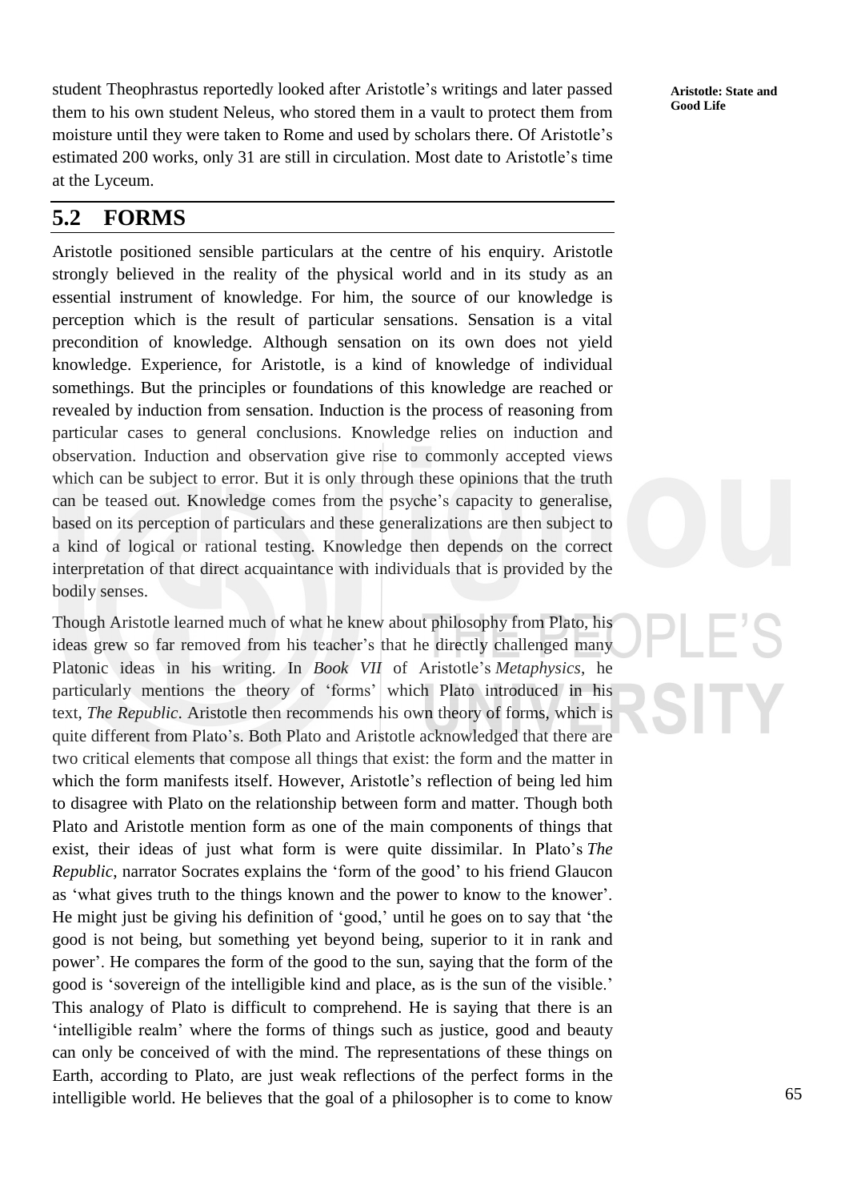student Theophrastus reportedly looked after Aristotle's writings and later passed them to his own student Neleus, who stored them in a vault to protect them from moisture until they were taken to Rome and used by scholars there. Of Aristotle's estimated 200 works, only 31 are still in circulation. Most date to Aristotle's time at the Lyceum.

## 5.2 FORMS

Aristotle positioned sensible particulars at the centre of his enquiry. Aristotle strongly believed in the reality of the physical world and in its study as an essential instrument of knowledge. For him, the source of our knowledge is perception which is the result of particular sensations. Sensation is a vital precondition of knowledge. Although sensation on its own does not yield knowledge. Experience, for Aristotle, is a kind of knowledge of individual somethings. But the principles or foundations of this knowledge are reached or revealed by induction from sensation. Induction is the process of reasoning from particular cases to general conclusions. Knowledge relies on induction and observation. Induction and observation give rise to commonly accepted views which can be subject to error. But it is only through these opinions that the truth can be teased out. Knowledge comes from the psyche's capacity to generalise, based on its perception of particulars and these generalizations are then subject to a kind of logical or rational testing. Knowledge then depends on the correct interpretation of that direct acquaintance with individuals that is provided by the bodily senses.

Though Aristotle learned much of what he knew about philosophy from Plato, his ideas grew so far removed from his teacher's that he directly challenged many Platonic ideas in his writing. In *Book VII* of Aristotle's *Metaphysics*, he particularly mentions the theory of 'forms' which Plato introduced in his text, *The Republic*. Aristotle then recommends his own theory of forms, which is quite different from Plato's. Both Plato and Aristotle acknowledged that there are two critical elements that compose all things that exist: the form and the matter in which the form manifests itself. However, Aristotle's reflection of being led him to disagree with Plato on the relationship between form and matter. Though both Plato and Aristotle mention form as one of the main components of things that exist, their ideas of just what form is were quite dissimilar. In Plato's *The Republic*, narrator Socrates explains the 'form of the good' to his friend Glaucon as 'what gives truth to the things known and the power to know to the knower'. He might just be giving his definition of 'good,' until he goes on to say that 'the good is not being, but something yet beyond being, superior to it in rank and power'. He compares the form of the good to the sun, saying that the form of the good is 'sovereign of the intelligible kind and place, as is the sun of the visible.' This analogy of Plato is difficult to comprehend. He is saying that there is an 'intelligible realm' where the forms of things such as justice, good and beauty can only be conceived of with the mind. The representations of these things on Earth, according to Plato, are just weak reflections of the perfect forms in the intelligible world. He believes that the goal of a philosopher is to come to know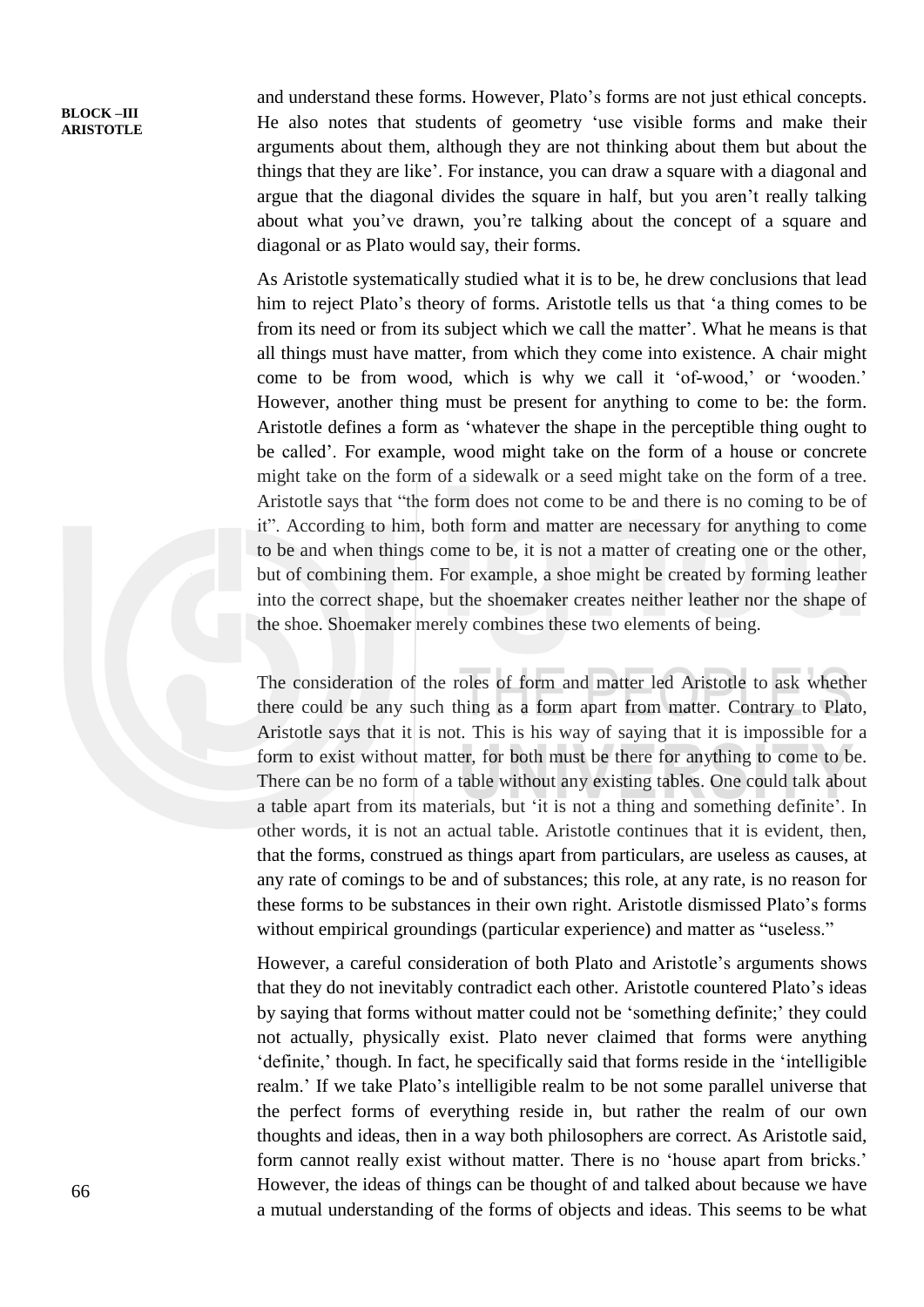and understand these forms. However, Plato's forms are not just ethical concepts. He also notes that students of geometry 'use visible forms and make their arguments about them, although they are not thinking about them but about the things that they are like'. For instance, you can draw a square with a diagonal and argue that the diagonal divides the square in half, but you aren't really talking about what you've drawn, you're talking about the concept of a square and diagonal or as Plato would say, their forms.

As Aristotle systematically studied what it is to be, he drew conclusions that lead him to reject Plato's theory of forms. Aristotle tells us that 'a thing comes to be from its need or from its subject which we call the matter'. What he means is that all things must have matter, from which they come into existence. A chair might come to be from wood, which is why we call it 'of-wood,' or 'wooden.' However, another thing must be present for anything to come to be: the form. Aristotle defines a form as 'whatever the shape in the perceptible thing ought to be called'. For example, wood might take on the form of a house or concrete might take on the form of a sidewalk or a seed might take on the form of a tree. Aristotle says that "the form does not come to be and there is no coming to be of it". According to him, both form and matter are necessary for anything to come to be and when things come to be, it is not a matter of creating one or the other, but of combining them. For example, a shoe might be created by forming leather into the correct shape, but the shoemaker creates neither leather nor the shape of the shoe. Shoemaker merely combines these two elements of being.

The consideration of the roles of form and matter led Aristotle to ask whether there could be any such thing as a form apart from matter. Contrary to Plato, Aristotle says that it is not. This is his way of saying that it is impossible for a form to exist without matter, for both must be there for anything to come to be. There can be no form of a table without any existing tables. One could talk about a table apart from its materials, but 'it is not a thing and something definite'. In other words, it is not an actual table. Aristotle continues that it is evident, then, that the forms, construed as things apart from particulars, are useless as causes, at any rate of comings to be and of substances; this role, at any rate, is no reason for these forms to be substances in their own right. Aristotle dismissed Plato's forms without empirical groundings (particular experience) and matter as "useless."

However, a careful consideration of both Plato and Aristotle's arguments shows that they do not inevitably contradict each other. Aristotle countered Plato's ideas by saying that forms without matter could not be 'something definite;' they could not actually, physically exist. Plato never claimed that forms were anything 'definite,' though. In fact, he specifically said that forms reside in the 'intelligible realm.' If we take Plato's intelligible realm to be not some parallel universe that the perfect forms of everything reside in, but rather the realm of our own thoughts and ideas, then in a way both philosophers are correct. As Aristotle said, form cannot really exist without matter. There is no 'house apart from bricks.' However, the ideas of things can be thought of and talked about because we have a mutual understanding of the forms of objects and ideas. This seems to be what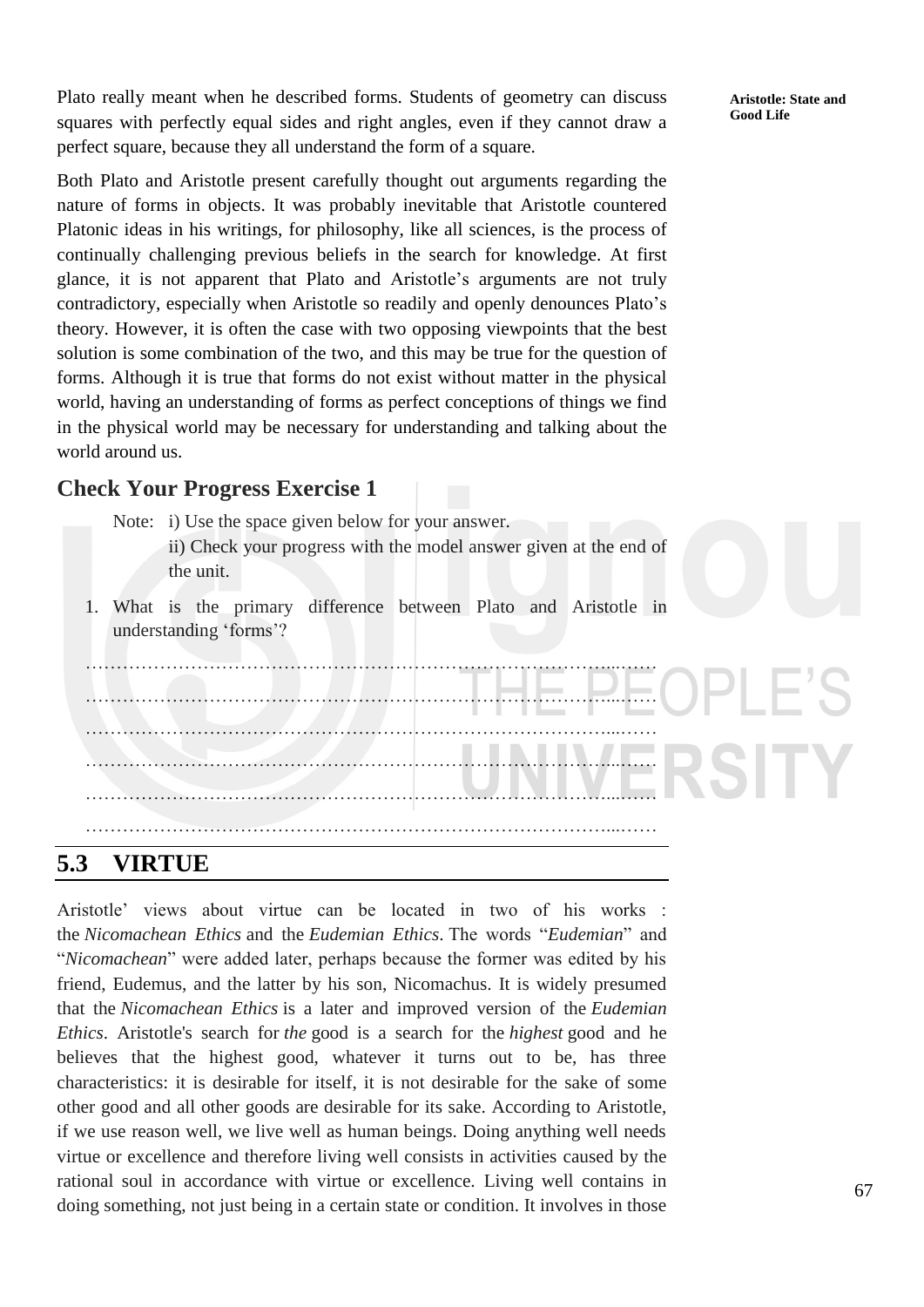Plato really meant when he described forms. Students of geometry can discuss squares with perfectly equal sides and right angles, even if they cannot draw a perfect square, because they all understand the form of a square.

Both Plato and Aristotle present carefully thought out arguments regarding the nature of forms in objects. It was probably inevitable that Aristotle countered Platonic ideas in his writings, for philosophy, like all sciences, is the process of continually challenging previous beliefs in the search for knowledge. At first glance, it is not apparent that Plato and Aristotle's arguments are not truly contradictory, especially when Aristotle so readily and openly denounces Plato's theory. However, it is often the case with two opposing viewpoints that the best solution is some combination of the two, and this may be true for the question of forms. Although it is true that forms do not exist without matter in the physical world, having an understanding of forms as perfect conceptions of things we find in the physical world may be necessary for understanding and talking about the world around us.

## Check Your Progress Exercise 1

Note: i) Use the space given below for your answer.

ii) Check your progress with the model answer given at the end of the unit.

1. What is the primary difference between Plato and Aristotle in understanding 'forms'?

……………………………………………………………………………………

……………………………………………………………………………………

……………………………………………………………………………………

……………………………………………………………………………………

……………………………………………………………………………………

……………………………………………………………………………………

## 5.3 VIRTUE

Aristotle' views about virtue can be located in two of his works : the *Nicomachean Ethics* and the *Eudemian Ethics*. The words "*Eudemian*" and "*Nicomachean*" were added later, perhaps because the former was edited by his friend, Eudemus, and the latter by his son, Nicomachus. It is widely presumed that the *Nicomachean Ethics* is a later and improved version of the *Eudemian Ethics*. Aristotle's search for *the* good is a search for the *highest* good and he believes that the highest good, whatever it turns out to be, has three characteristics: it is desirable for itself, it is not desirable for the sake of some other good and all other goods are desirable for its sake. According to Aristotle, if we use reason well, we live well as human beings. Doing anything well needs virtue or excellence and therefore living well consists in activities caused by the rational soul in accordance with virtue or excellence. Living well contains in doing something, not just being in a certain state or condition. It involves in those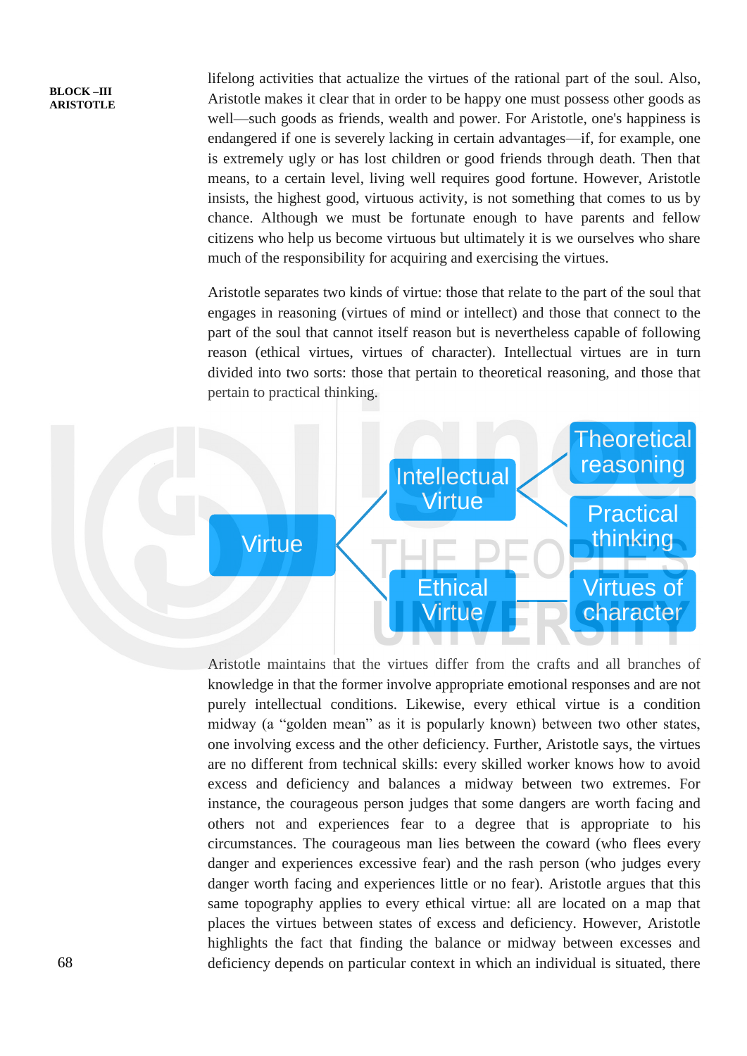lifelong activities that actualize the virtues of the rational part of the soul. Also, Aristotle makes it clear that in order to be happy one must possess other goods as well—such goods as friends, wealth and power. For Aristotle, one's happiness is endangered if one is severely lacking in certain advantages—if, for example, one is extremely ugly or has lost children or good friends through death. Then that means, to a certain level, living well requires good fortune. However, Aristotle insists, the highest good, virtuous activity, is not something that comes to us by chance. Although we must be fortunate enough to have parents and fellow citizens who help us become virtuous but ultimately it is we ourselves who share much of the responsibility for acquiring and exercising the virtues.

Aristotle separates two kinds of virtue: those that relate to the part of the soul that engages in reasoning (virtues of mind or intellect) and those that connect to the part of the soul that cannot itself reason but is nevertheless capable of following reason (ethical virtues, virtues of character). Intellectual virtues are in turn divided into two sorts: those that pertain to theoretical reasoning, and those that pertain to practical thinking.

- Virtue
  - Intellectual Virtue
    - Theoretical reasoning
    - Practical thinking
  - Ethical Virtue
    - Virtues of character

Aristotle maintains that the virtues differ from the crafts and all branches of knowledge in that the former involve appropriate emotional responses and are not purely intellectual conditions. Likewise, every ethical virtue is a condition midway (a "golden mean" as it is popularly known) between two other states, one involving excess and the other deficiency. Further, Aristotle says, the virtues are no different from technical skills: every skilled worker knows how to avoid excess and deficiency and balances a midway between two extremes. For instance, the courageous person judges that some dangers are worth facing and others not and experiences fear to a degree that is appropriate to his circumstances. The courageous man lies between the coward (who flees every danger and experiences excessive fear) and the rash person (who judges every danger worth facing and experiences little or no fear). Aristotle argues that this same topography applies to every ethical virtue: all are located on a map that places the virtues between states of excess and deficiency. However, Aristotle highlights the fact that finding the balance or midway between excesses and deficiency depends on particular context in which an individual is situated, there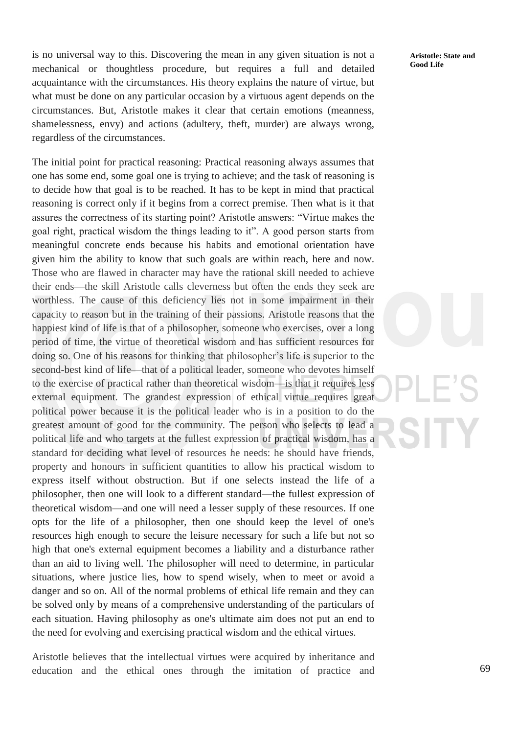is no universal way to this. Discovering the mean in any given situation is not a mechanical or thoughtless procedure, but requires a full and detailed acquaintance with the circumstances. His theory explains the nature of virtue, but what must be done on any particular occasion by a virtuous agent depends on the circumstances. But, Aristotle makes it clear that certain emotions (meanness, shamelessness, envy) and actions (adultery, theft, murder) are always wrong, regardless of the circumstances.

The initial point for practical reasoning: Practical reasoning always assumes that one has some end, some goal one is trying to achieve; and the task of reasoning is to decide how that goal is to be reached. It has to be kept in mind that practical reasoning is correct only if it begins from a correct premise. Then what is it that assures the correctness of its starting point? Aristotle answers: "Virtue makes the goal right, practical wisdom the things leading to it". A good person starts from meaningful concrete ends because his habits and emotional orientation have given him the ability to know that such goals are within reach, here and now. Those who are flawed in character may have the rational skill needed to achieve their ends—the skill Aristotle calls cleverness but often the ends they seek are worthless. The cause of this deficiency lies not in some impairment in their capacity to reason but in the training of their passions. Aristotle reasons that the happiest kind of life is that of a philosopher, someone who exercises, over a long period of time, the virtue of theoretical wisdom and has sufficient resources for doing so. One of his reasons for thinking that philosopher's life is superior to the second-best kind of life—that of a political leader, someone who devotes himself to the exercise of practical rather than theoretical wisdom—is that it requires less external equipment. The grandest expression of ethical virtue requires great political power because it is the political leader who is in a position to do the greatest amount of good for the community. The person who selects to lead a political life and who targets at the fullest expression of practical wisdom, has a standard for deciding what level of resources he needs: he should have friends, property and honours in sufficient quantities to allow his practical wisdom to express itself without obstruction. But if one selects instead the life of a philosopher, then one will look to a different standard—the fullest expression of theoretical wisdom—and one will need a lesser supply of these resources. If one opts for the life of a philosopher, then one should keep the level of one's resources high enough to secure the leisure necessary for such a life but not so high that one's external equipment becomes a liability and a disturbance rather than an aid to living well. The philosopher will need to determine, in particular situations, where justice lies, how to spend wisely, when to meet or avoid a danger and so on. All of the normal problems of ethical life remain and they can be solved only by means of a comprehensive understanding of the particulars of each situation. Having philosophy as one's ultimate aim does not put an end to the need for evolving and exercising practical wisdom and the ethical virtues.

Aristotle believes that the intellectual virtues were acquired by inheritance and education and the ethical ones through the imitation of practice and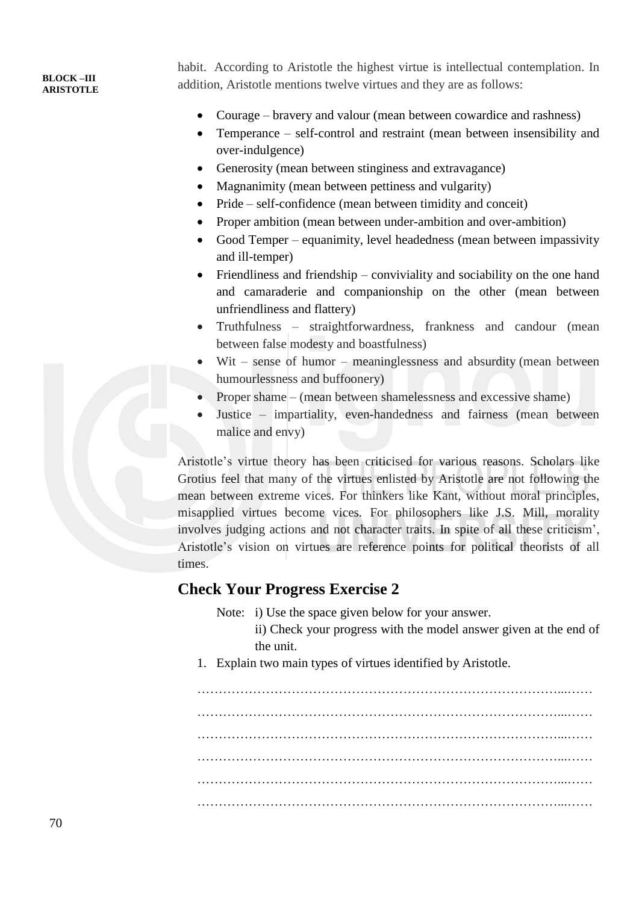habit. According to Aristotle the highest virtue is intellectual contemplation. In addition, Aristotle mentions twelve virtues and they are as follows:

- Courage – bravery and valour (mean between cowardice and rashness)
- Temperance – self-control and restraint (mean between insensibility and over-indulgence)
- Generosity (mean between stinginess and extravagance)
- Magnanimity (mean between pettiness and vulgarity)
- Pride – self-confidence (mean between timidity and conceit)
- Proper ambition (mean between under-ambition and over-ambition)
- Good Temper – equanimity, level headedness (mean between impassivity and ill-temper)
- Friendliness and friendship – conviviality and sociability on the one hand and camaraderie and companionship on the other (mean between unfriendliness and flattery)
- Truthfulness – straightforwardness, frankness and candour (mean between false modesty and boastfulness)
- Wit – sense of humor – meaninglessness and absurdity (mean between humourlessness and buffoonery)
- Proper shame – (mean between shamelessness and excessive shame)
- Justice – impartiality, even-handedness and fairness (mean between malice and envy)

Aristotle's virtue theory has been criticised for various reasons. Scholars like Grotius feel that many of the virtues enlisted by Aristotle are not following the mean between extreme vices. For thinkers like Kant, without moral principles, misapplied virtues become vices. For philosophers like J.S. Mill, morality involves judging actions and not character traits. In spite of all these criticism', Aristotle's vision on virtues are reference points for political theorists of all times.

## Check Your Progress Exercise 2

Note: i) Use the space given below for your answer.

ii) Check your progress with the model answer given at the end of the unit.

1. Explain two main types of virtues identified by Aristotle.

………………………………………………………………………………...……

………………………………………………………………………………...……

………………………………………………………………………………...……

………………………………………………………………………………...……

………………………………………………………………………………...……

………………………………………………………………………………...……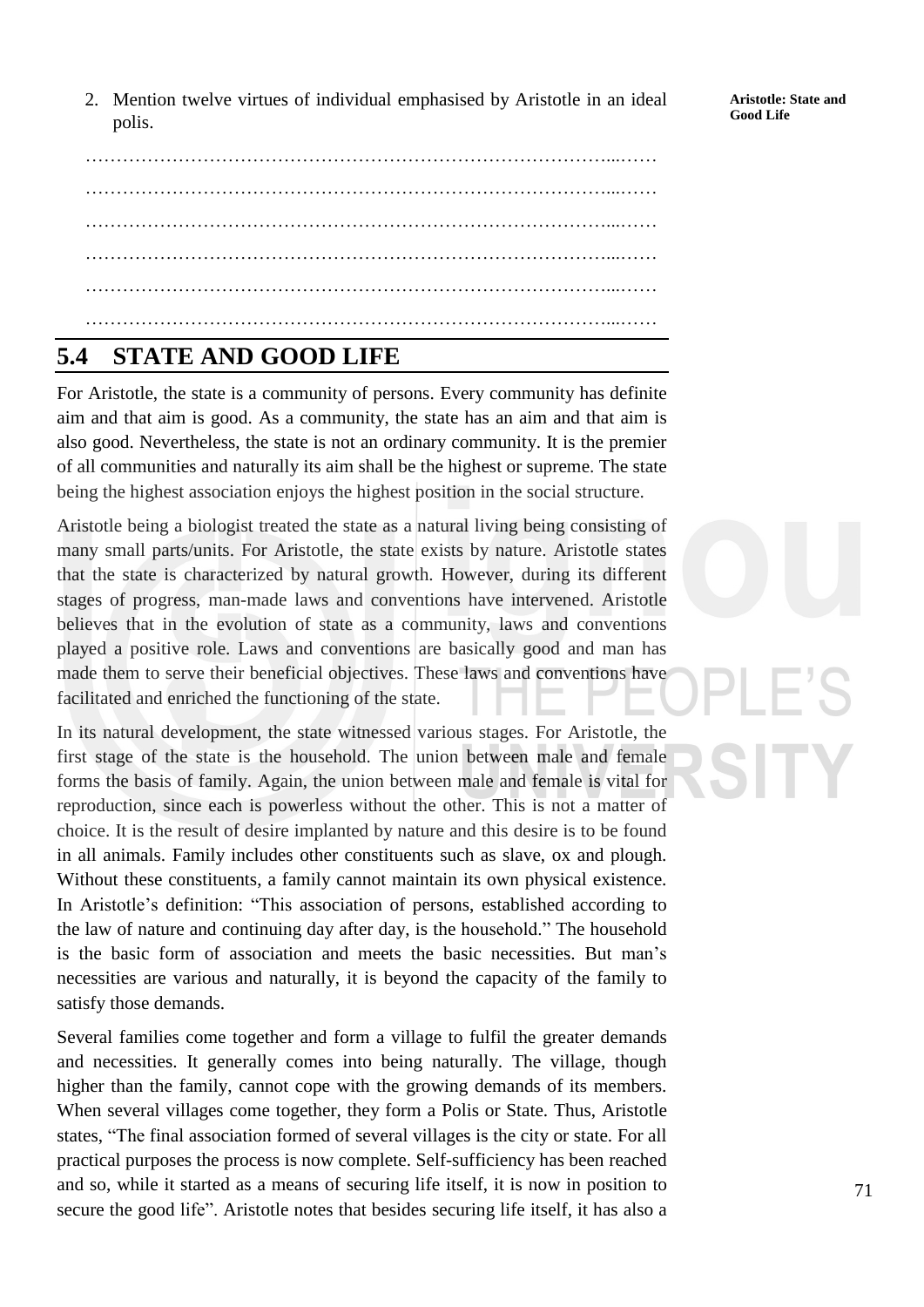2. Mention twelve virtues of individual emphasised by Aristotle in an ideal polis.

………………………………………………………………………………...……

………………………………………………………………………………...……

………………………………………………………………………………...……

………………………………………………………………………………...……

………………………………………………………………………………...……

………………………………………………………………………………...……

## 5.4 STATE AND GOOD LIFE

For Aristotle, the state is a community of persons. Every community has definite aim and that aim is good. As a community, the state has an aim and that aim is also good. Nevertheless, the state is not an ordinary community. It is the premier of all communities and naturally its aim shall be the highest or supreme. The state being the highest association enjoys the highest position in the social structure.

Aristotle being a biologist treated the state as a natural living being consisting of many small parts/units. For Aristotle, the state exists by nature. Aristotle states that the state is characterized by natural growth. However, during its different stages of progress, man-made laws and conventions have intervened. Aristotle believes that in the evolution of state as a community, laws and conventions played a positive role. Laws and conventions are basically good and man has made them to serve their beneficial objectives. These laws and conventions have facilitated and enriched the functioning of the state.

In its natural development, the state witnessed various stages. For Aristotle, the first stage of the state is the household. The union between male and female forms the basis of family. Again, the union between male and female is vital for reproduction, since each is powerless without the other. This is not a matter of choice. It is the result of desire implanted by nature and this desire is to be found in all animals. Family includes other constituents such as slave, ox and plough. Without these constituents, a family cannot maintain its own physical existence. In Aristotle's definition: "This association of persons, established according to the law of nature and continuing day after day, is the household." The household is the basic form of association and meets the basic necessities. But man's necessities are various and naturally, it is beyond the capacity of the family to satisfy those demands.

Several families come together and form a village to fulfil the greater demands and necessities. It generally comes into being naturally. The village, though higher than the family, cannot cope with the growing demands of its members. When several villages come together, they form a Polis or State. Thus, Aristotle states, "The final association formed of several villages is the city or state. For all practical purposes the process is now complete. Self-sufficiency has been reached and so, while it started as a means of securing life itself, it is now in position to secure the good life". Aristotle notes that besides securing life itself, it has also a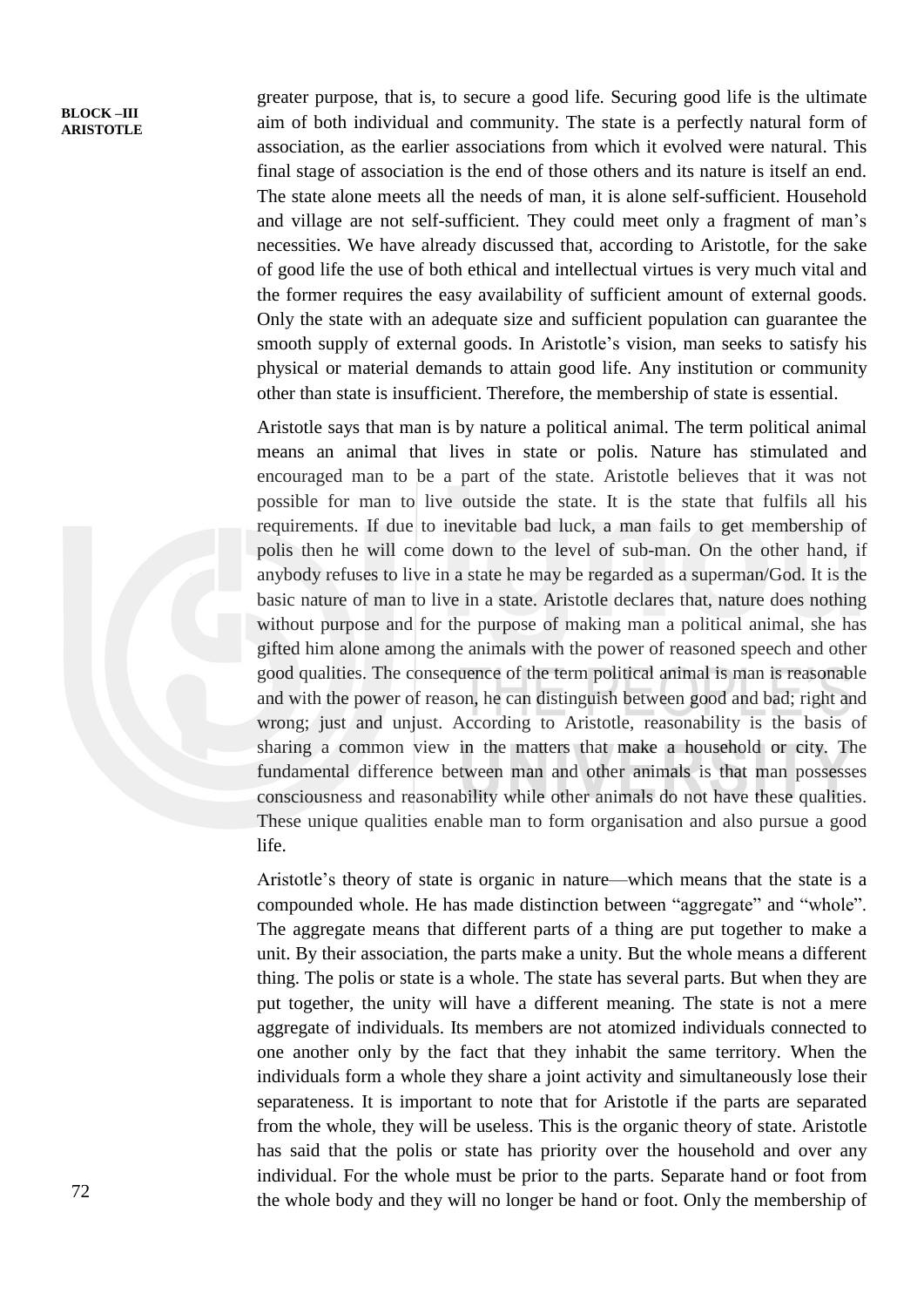greater purpose, that is, to secure a good life. Securing good life is the ultimate aim of both individual and community. The state is a perfectly natural form of association, as the earlier associations from which it evolved were natural. This final stage of association is the end of those others and its nature is itself an end. The state alone meets all the needs of man, it is alone self-sufficient. Household and village are not self-sufficient. They could meet only a fragment of man's necessities. We have already discussed that, according to Aristotle, for the sake of good life the use of both ethical and intellectual virtues is very much vital and the former requires the easy availability of sufficient amount of external goods. Only the state with an adequate size and sufficient population can guarantee the smooth supply of external goods. In Aristotle's vision, man seeks to satisfy his physical or material demands to attain good life. Any institution or community other than state is insufficient. Therefore, the membership of state is essential.

Aristotle says that man is by nature a political animal. The term political animal means an animal that lives in state or polis. Nature has stimulated and encouraged man to be a part of the state. Aristotle believes that it was not possible for man to live outside the state. It is the state that fulfils all his requirements. If due to inevitable bad luck, a man fails to get membership of polis then he will come down to the level of sub-man. On the other hand, if anybody refuses to live in a state he may be regarded as a superman/God. It is the basic nature of man to live in a state. Aristotle declares that, nature does nothing without purpose and for the purpose of making man a political animal, she has gifted him alone among the animals with the power of reasoned speech and other good qualities. The consequence of the term political animal is man is reasonable and with the power of reason, he can distinguish between good and bad; right and wrong; just and unjust. According to Aristotle, reasonability is the basis of sharing a common view in the matters that make a household or city. The fundamental difference between man and other animals is that man possesses consciousness and reasonability while other animals do not have these qualities. These unique qualities enable man to form organisation and also pursue a good life.

Aristotle's theory of state is organic in nature—which means that the state is a compounded whole. He has made distinction between "aggregate" and "whole". The aggregate means that different parts of a thing are put together to make a unit. By their association, the parts make a unity. But the whole means a different thing. The polis or state is a whole. The state has several parts. But when they are put together, the unity will have a different meaning. The state is not a mere aggregate of individuals. Its members are not atomized individuals connected to one another only by the fact that they inhabit the same territory. When the individuals form a whole they share a joint activity and simultaneously lose their separateness. It is important to note that for Aristotle if the parts are separated from the whole, they will be useless. This is the organic theory of state. Aristotle has said that the polis or state has priority over the household and over any individual. For the whole must be prior to the parts. Separate hand or foot from the whole body and they will no longer be hand or foot. Only the membership of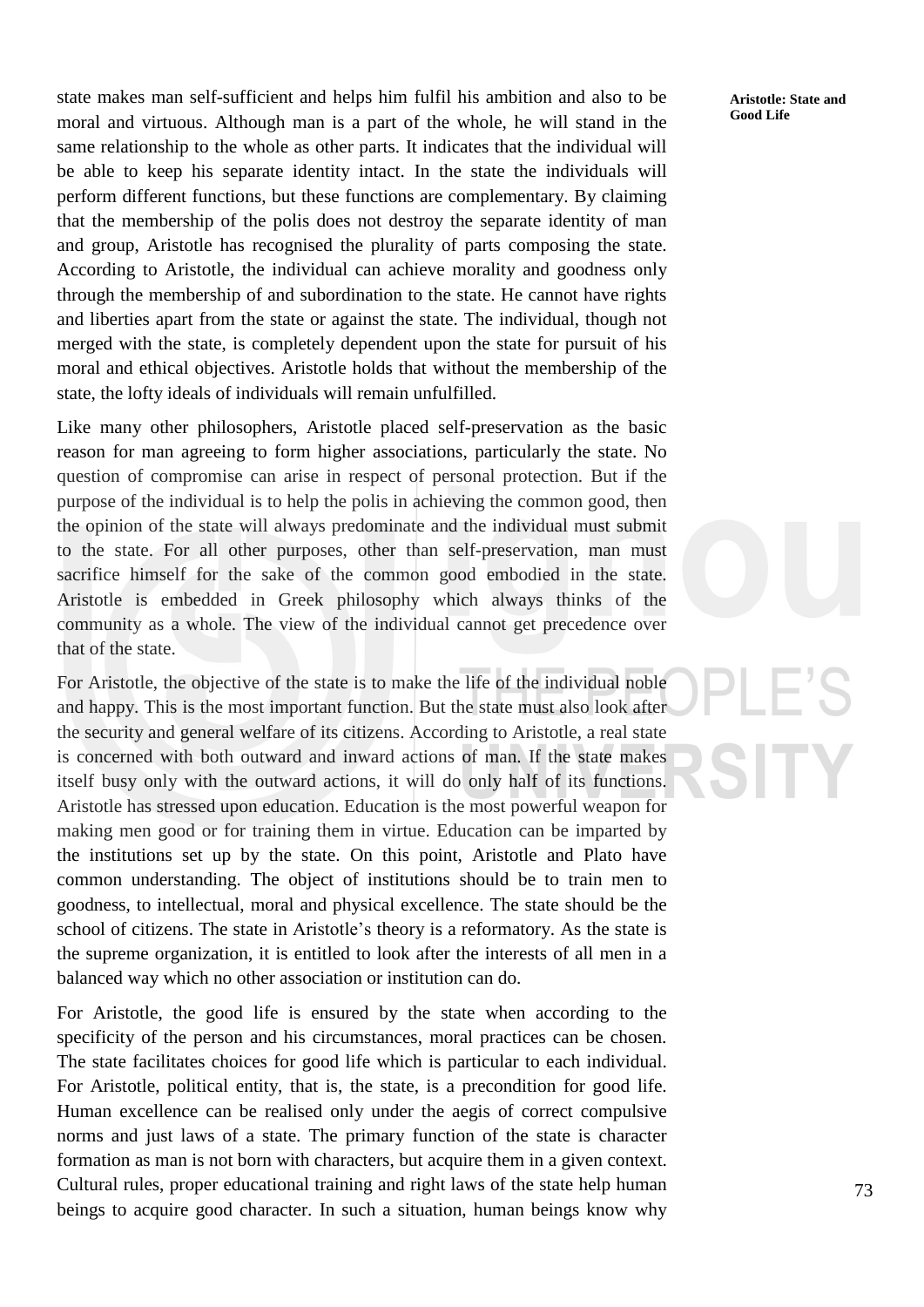state makes man self-sufficient and helps him fulfil his ambition and also to be moral and virtuous. Although man is a part of the whole, he will stand in the same relationship to the whole as other parts. It indicates that the individual will be able to keep his separate identity intact. In the state the individuals will perform different functions, but these functions are complementary. By claiming that the membership of the polis does not destroy the separate identity of man and group, Aristotle has recognised the plurality of parts composing the state. According to Aristotle, the individual can achieve morality and goodness only through the membership of and subordination to the state. He cannot have rights and liberties apart from the state or against the state. The individual, though not merged with the state, is completely dependent upon the state for pursuit of his moral and ethical objectives. Aristotle holds that without the membership of the state, the lofty ideals of individuals will remain unfulfilled.

Like many other philosophers, Aristotle placed self-preservation as the basic reason for man agreeing to form higher associations, particularly the state. No question of compromise can arise in respect of personal protection. But if the purpose of the individual is to help the polis in achieving the common good, then the opinion of the state will always predominate and the individual must submit to the state. For all other purposes, other than self-preservation, man must sacrifice himself for the sake of the common good embodied in the state. Aristotle is embedded in Greek philosophy which always thinks of the community as a whole. The view of the individual cannot get precedence over that of the state.

For Aristotle, the objective of the state is to make the life of the individual noble and happy. This is the most important function. But the state must also look after the security and general welfare of its citizens. According to Aristotle, a real state is concerned with both outward and inward actions of man. If the state makes itself busy only with the outward actions, it will do only half of its functions. Aristotle has stressed upon education. Education is the most powerful weapon for making men good or for training them in virtue. Education can be imparted by the institutions set up by the state. On this point, Aristotle and Plato have common understanding. The object of institutions should be to train men to goodness, to intellectual, moral and physical excellence. The state should be the school of citizens. The state in Aristotle's theory is a reformatory. As the state is the supreme organization, it is entitled to look after the interests of all men in a balanced way which no other association or institution can do.

For Aristotle, the good life is ensured by the state when according to the specificity of the person and his circumstances, moral practices can be chosen. The state facilitates choices for good life which is particular to each individual. For Aristotle, political entity, that is, the state, is a precondition for good life. Human excellence can be realised only under the aegis of correct compulsive norms and just laws of a state. The primary function of the state is character formation as man is not born with characters, but acquire them in a given context. Cultural rules, proper educational training and right laws of the state help human beings to acquire good character. In such a situation, human beings know why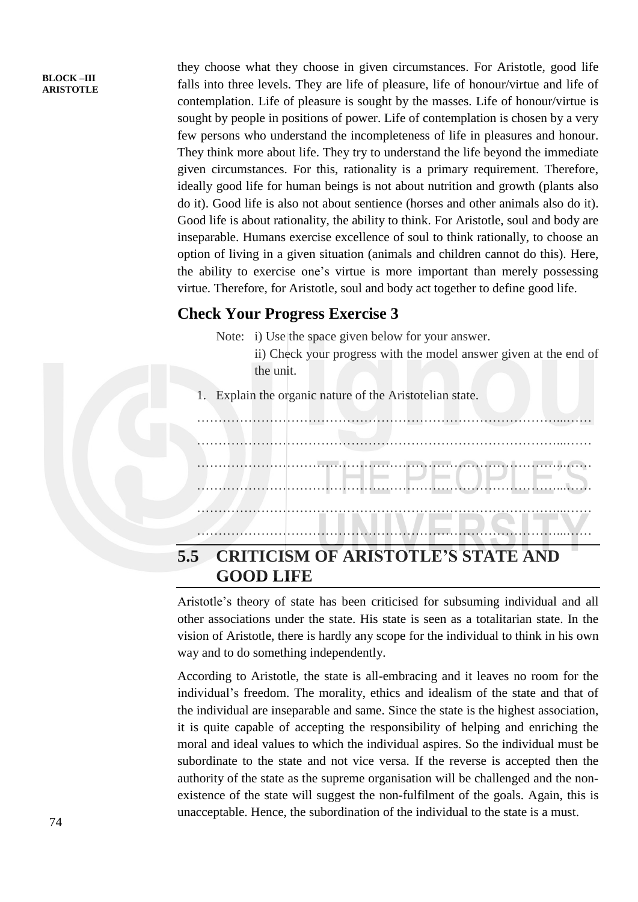they choose what they choose in given circumstances. For Aristotle, good life falls into three levels. They are life of pleasure, life of honour/virtue and life of contemplation. Life of pleasure is sought by the masses. Life of honour/virtue is sought by people in positions of power. Life of contemplation is chosen by a very few persons who understand the incompleteness of life in pleasures and honour. They think more about life. They try to understand the life beyond the immediate given circumstances. For this, rationality is a primary requirement. Therefore, ideally good life for human beings is not about nutrition and growth (plants also do it). Good life is also not about sentience (horses and other animals also do it). Good life is about rationality, the ability to think. For Aristotle, soul and body are inseparable. Humans exercise excellence of soul to think rationally, to choose an option of living in a given situation (animals and children cannot do this). Here, the ability to exercise one's virtue is more important than merely possessing virtue. Therefore, for Aristotle, soul and body act together to define good life.

## Check Your Progress Exercise 3

Note: i) Use the space given below for your answer.

ii) Check your progress with the model answer given at the end of the unit.

1. Explain the organic nature of the Aristotelian state.

……………………………………………………………………………………

……………………………………………………………………………………

……………………………………………………………………………………

……………………………………………………………………………………

……………………………………………………………………………………

……………………………………………………………………………………

## 5.5 CRITICISM OF ARISTOTLE'S STATE AND GOOD LIFE

Aristotle's theory of state has been criticised for subsuming individual and all other associations under the state. His state is seen as a totalitarian state. In the vision of Aristotle, there is hardly any scope for the individual to think in his own way and to do something independently.

According to Aristotle, the state is all-embracing and it leaves no room for the individual's freedom. The morality, ethics and idealism of the state and that of the individual are inseparable and same. Since the state is the highest association, it is quite capable of accepting the responsibility of helping and enriching the moral and ideal values to which the individual aspires. So the individual must be subordinate to the state and not vice versa. If the reverse is accepted then the authority of the state as the supreme organisation will be challenged and the non-existence of the state will suggest the non-fulfilment of the goals. Again, this is unacceptable. Hence, the subordination of the individual to the state is a must.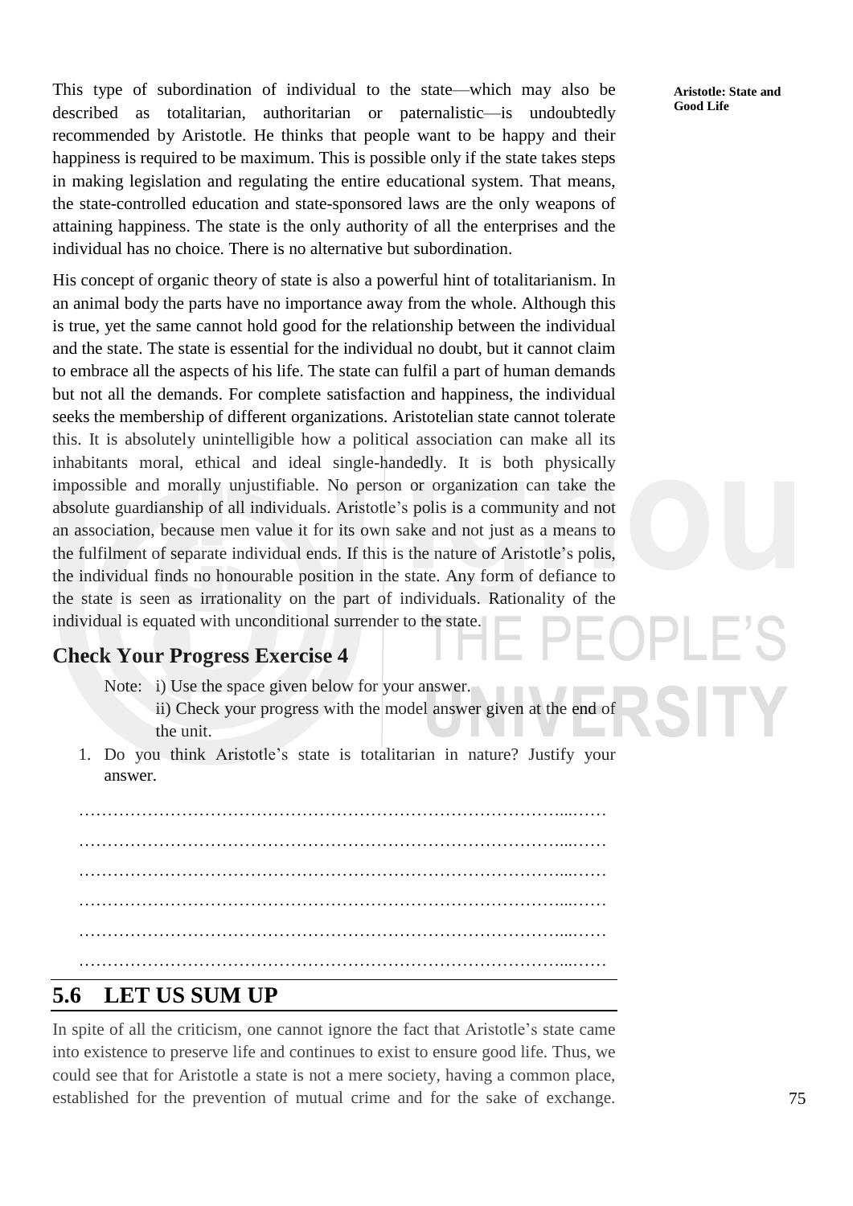This type of subordination of individual to the state—which may also be described as totalitarian, authoritarian or paternalistic—is undoubtedly recommended by Aristotle. He thinks that people want to be happy and their happiness is required to be maximum. This is possible only if the state takes steps in making legislation and regulating the entire educational system. That means, the state-controlled education and state-sponsored laws are the only weapons of attaining happiness. The state is the only authority of all the enterprises and the individual has no choice. There is no alternative but subordination.

His concept of organic theory of state is also a powerful hint of totalitarianism. In an animal body the parts have no importance away from the whole. Although this is true, yet the same cannot hold good for the relationship between the individual and the state. The state is essential for the individual no doubt, but it cannot claim to embrace all the aspects of his life. The state can fulfil a part of human demands but not all the demands. For complete satisfaction and happiness, the individual seeks the membership of different organizations. Aristotelian state cannot tolerate this. It is absolutely unintelligible how a political association can make all its inhabitants moral, ethical and ideal single-handedly. It is both physically impossible and morally unjustifiable. No person or organization can take the absolute guardianship of all individuals. Aristotle's polis is a community and not an association, because men value it for its own sake and not just as a means to the fulfilment of separate individual ends. If this is the nature of Aristotle's polis, the individual finds no honourable position in the state. Any form of defiance to the state is seen as irrationality on the part of individuals. Rationality of the individual is equated with unconditional surrender to the state.

### Check Your Progress Exercise 4

Note: i) Use the space given below for your answer.

ii) Check your progress with the model answer given at the end of the unit.

1. Do you think Aristotle's state is totalitarian in nature? Justify your answer.

………………………………………………………………………………………

………………………………………………………………………………………

………………………………………………………………………………………

………………………………………………………………………………………

………………………………………………………………………………………

………………………………………………………………………………………

## 5.6 LET US SUM UP

In spite of all the criticism, one cannot ignore the fact that Aristotle's state came into existence to preserve life and continues to exist to ensure good life. Thus, we could see that for Aristotle a state is not a mere society, having a common place, established for the prevention of mutual crime and for the sake of exchange.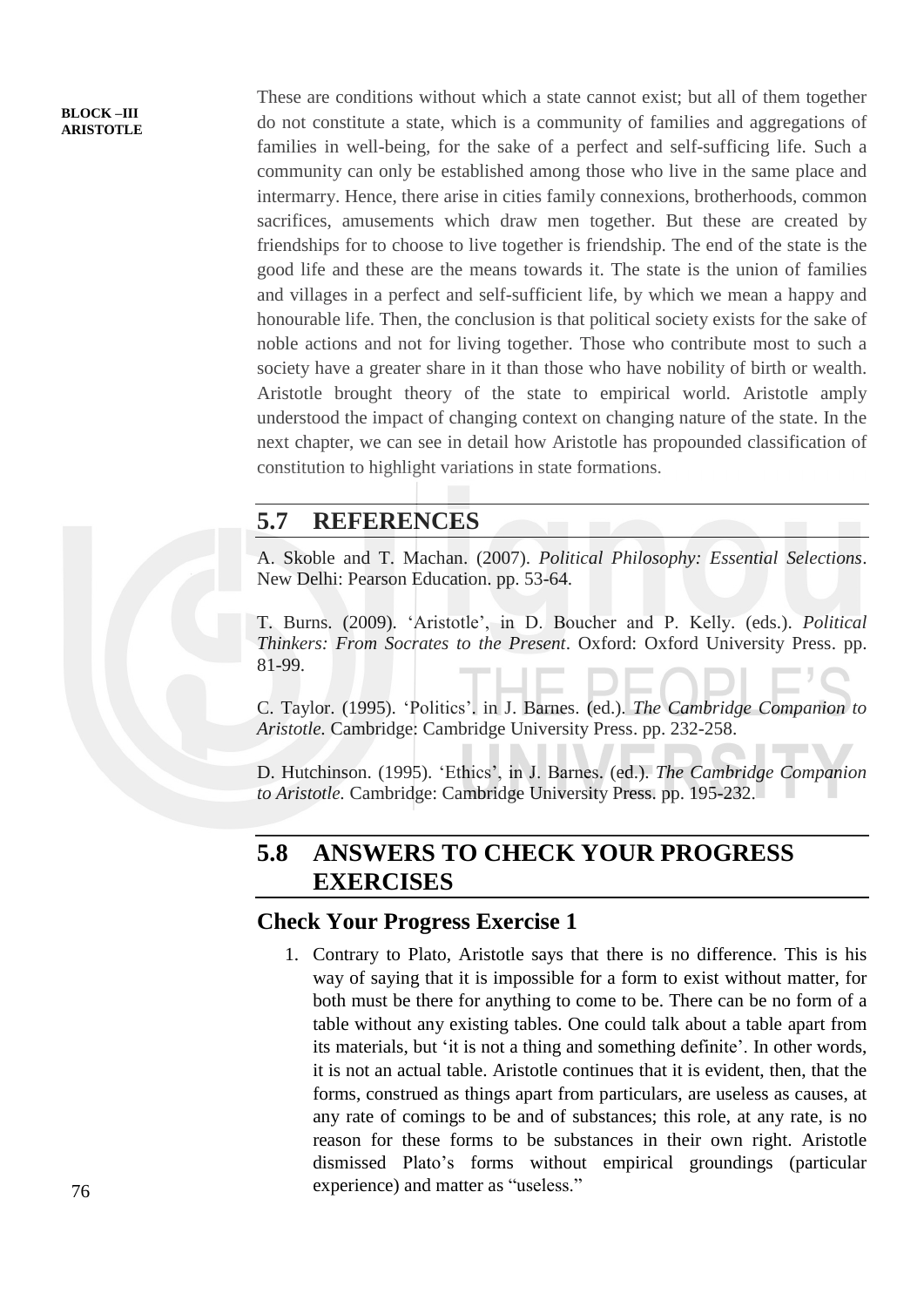These are conditions without which a state cannot exist; but all of them together do not constitute a state, which is a community of families and aggregations of families in well-being, for the sake of a perfect and self-sufficing life. Such a community can only be established among those who live in the same place and intermarry. Hence, there arise in cities family connexions, brotherhoods, common sacrifices, amusements which draw men together. But these are created by friendships for to choose to live together is friendship. The end of the state is the good life and these are the means towards it. The state is the union of families and villages in a perfect and self-sufficient life, by which we mean a happy and honourable life. Then, the conclusion is that political society exists for the sake of noble actions and not for living together. Those who contribute most to such a society have a greater share in it than those who have nobility of birth or wealth. Aristotle brought theory of the state to empirical world. Aristotle amply understood the impact of changing context on changing nature of the state. In the next chapter, we can see in detail how Aristotle has propounded classification of constitution to highlight variations in state formations.

## 5.7 REFERENCES

A. Skoble and T. Machan. (2007). *Political Philosophy: Essential Selections*. New Delhi: Pearson Education. pp. 53-64.

T. Burns. (2009). 'Aristotle', in D. Boucher and P. Kelly. (eds.). *Political Thinkers: From Socrates to the Present*. Oxford: Oxford University Press. pp. 81-99.

C. Taylor. (1995). 'Politics'. in J. Barnes. (ed.). *The Cambridge Companion to Aristotle.* Cambridge: Cambridge University Press. pp. 232-258.

D. Hutchinson. (1995). 'Ethics', in J. Barnes. (ed.). *The Cambridge Companion to Aristotle.* Cambridge: Cambridge University Press. pp. 195-232.

## 5.8 ANSWERS TO CHECK YOUR PROGRESS EXERCISES

### Check Your Progress Exercise 1

1. Contrary to Plato, Aristotle says that there is no difference. This is his way of saying that it is impossible for a form to exist without matter, for both must be there for anything to come to be. There can be no form of a table without any existing tables. One could talk about a table apart from its materials, but 'it is not a thing and something definite'. In other words, it is not an actual table. Aristotle continues that it is evident, then, that the forms, construed as things apart from particulars, are useless as causes, at any rate of comings to be and of substances; this role, at any rate, is no reason for these forms to be substances in their own right. Aristotle dismissed Plato's forms without empirical groundings (particular experience) and matter as "useless."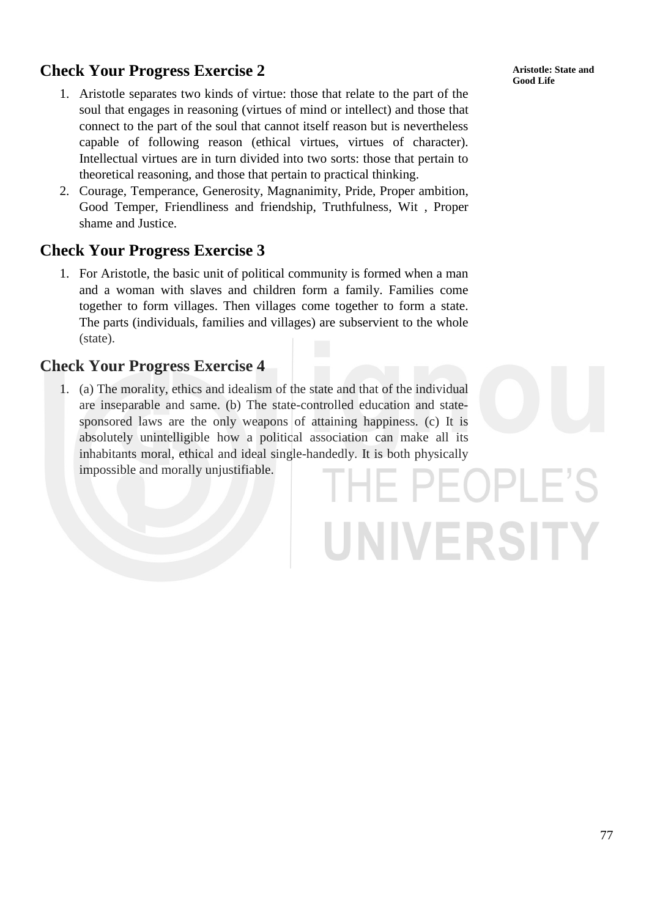## Check Your Progress Exercise 2

1. Aristotle separates two kinds of virtue: those that relate to the part of the soul that engages in reasoning (virtues of mind or intellect) and those that connect to the part of the soul that cannot itself reason but is nevertheless capable of following reason (ethical virtues, virtues of character). Intellectual virtues are in turn divided into two sorts: those that pertain to theoretical reasoning, and those that pertain to practical thinking.
2. Courage, Temperance, Generosity, Magnanimity, Pride, Proper ambition, Good Temper, Friendliness and friendship, Truthfulness, Wit , Proper shame and Justice.

## Check Your Progress Exercise 3

1. For Aristotle, the basic unit of political community is formed when a man and a woman with slaves and children form a family. Families come together to form villages. Then villages come together to form a state. The parts (individuals, families and villages) are subservient to the whole (state).

## Check Your Progress Exercise 4

1. (a) The morality, ethics and idealism of the state and that of the individual are inseparable and same. (b) The state-controlled education and state-sponsored laws are the only weapons of attaining happiness. (c) It is absolutely unintelligible how a political association can make all its inhabitants moral, ethical and ideal single-handedly. It is both physically impossible and morally unjustifiable.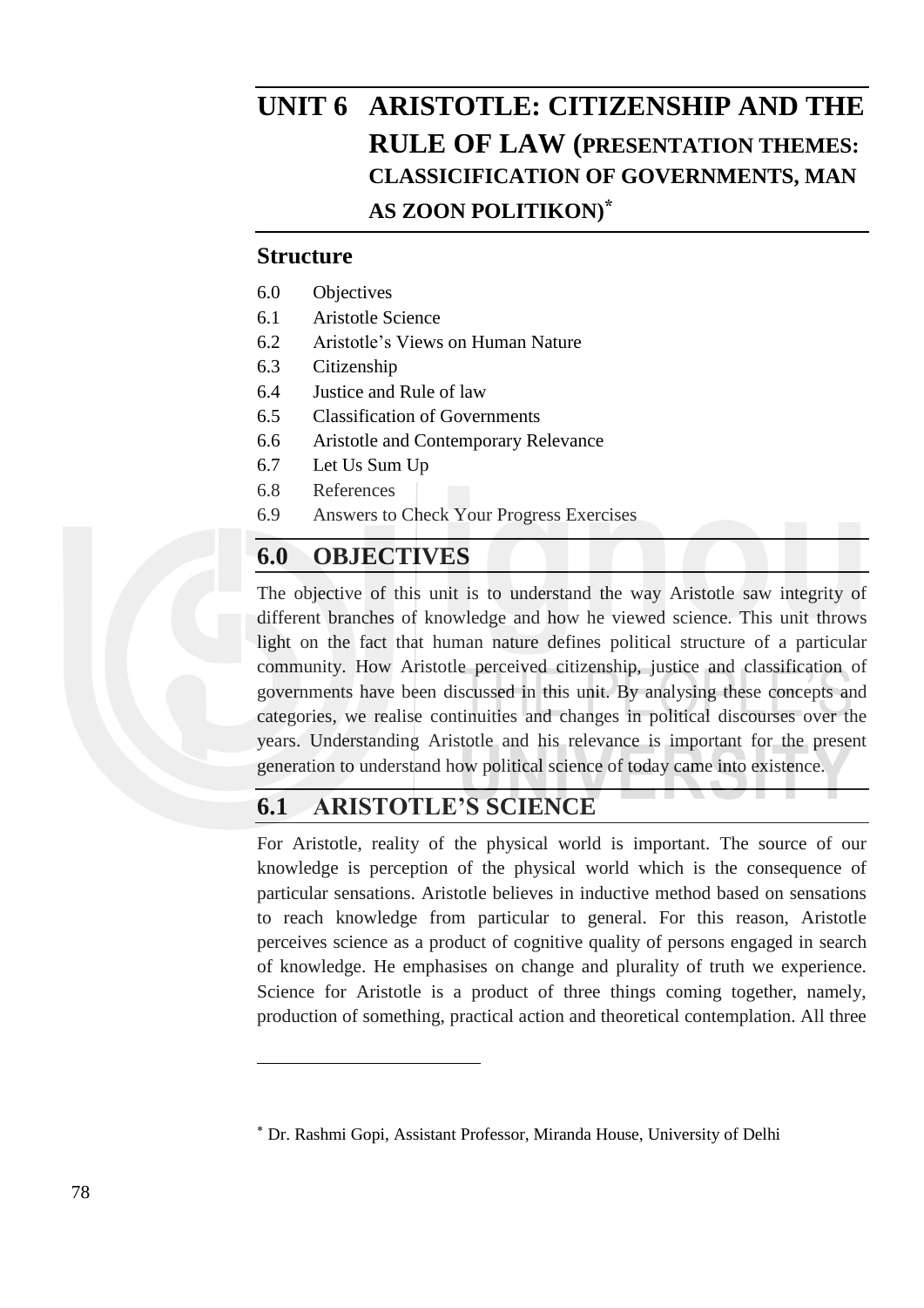# UNIT 6 ARISTOTLE: CITIZENSHIP AND THE RULE OF LAW (PRESENTATION THEMES: CLASSICIFICATION OF GOVERNMENTS, MAN AS ZOON POLITIKON)*

## Structure

6.0 Objectives

6.1 Aristotle Science

6.2 Aristotle's Views on Human Nature

6.3 Citizenship

6.4 Justice and Rule of law

6.5 Classification of Governments

6.6 Aristotle and Contemporary Relevance

6.7 Let Us Sum Up

6.8 References

6.9 Answers to Check Your Progress Exercises

## 6.0 OBJECTIVES

The objective of this unit is to understand the way Aristotle saw integrity of different branches of knowledge and how he viewed science. This unit throws light on the fact that human nature defines political structure of a particular community. How Aristotle perceived citizenship, justice and classification of governments have been discussed in this unit. By analysing these concepts and categories, we realise continuities and changes in political discourses over the years. Understanding Aristotle and his relevance is important for the present generation to understand how political science of today came into existence.

## 6.1 ARISTOTLE'S SCIENCE

For Aristotle, reality of the physical world is important. The source of our knowledge is perception of the physical world which is the consequence of particular sensations. Aristotle believes in inductive method based on sensations to reach knowledge from particular to general. For this reason, Aristotle perceives science as a product of cognitive quality of persons engaged in search of knowledge. He emphasises on change and plurality of truth we experience. Science for Aristotle is a product of three things coming together, namely, production of something, practical action and theoretical contemplation. All three

---

* Dr. Rashmi Gopi, Assistant Professor, Miranda House, University of Delhi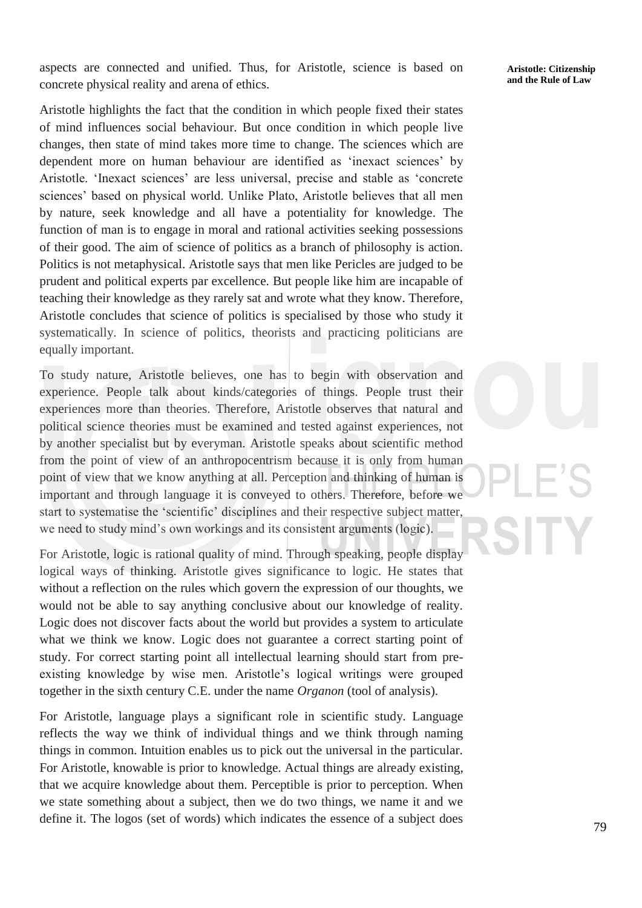aspects are connected and unified. Thus, for Aristotle, science is based on concrete physical reality and arena of ethics.

Aristotle highlights the fact that the condition in which people fixed their states of mind influences social behaviour. But once condition in which people live changes, then state of mind takes more time to change. The sciences which are dependent more on human behaviour are identified as 'inexact sciences' by Aristotle. 'Inexact sciences' are less universal, precise and stable as 'concrete sciences' based on physical world. Unlike Plato, Aristotle believes that all men by nature, seek knowledge and all have a potentiality for knowledge. The function of man is to engage in moral and rational activities seeking possessions of their good. The aim of science of politics as a branch of philosophy is action. Politics is not metaphysical. Aristotle says that men like Pericles are judged to be prudent and political experts par excellence. But people like him are incapable of teaching their knowledge as they rarely sat and wrote what they know. Therefore, Aristotle concludes that science of politics is specialised by those who study it systematically. In science of politics, theorists and practicing politicians are equally important.

To study nature, Aristotle believes, one has to begin with observation and experience. People talk about kinds/categories of things. People trust their experiences more than theories. Therefore, Aristotle observes that natural and political science theories must be examined and tested against experiences, not by another specialist but by everyman. Aristotle speaks about scientific method from the point of view of an anthropocentrism because it is only from human point of view that we know anything at all. Perception and thinking of human is important and through language it is conveyed to others. Therefore, before we start to systematise the 'scientific' disciplines and their respective subject matter, we need to study mind's own workings and its consistent arguments (logic).

For Aristotle, logic is rational quality of mind. Through speaking, people display logical ways of thinking. Aristotle gives significance to logic. He states that without a reflection on the rules which govern the expression of our thoughts, we would not be able to say anything conclusive about our knowledge of reality. Logic does not discover facts about the world but provides a system to articulate what we think we know. Logic does not guarantee a correct starting point of study. For correct starting point all intellectual learning should start from pre-existing knowledge by wise men. Aristotle's logical writings were grouped together in the sixth century C.E. under the name *Organon* (tool of analysis).

For Aristotle, language plays a significant role in scientific study. Language reflects the way we think of individual things and we think through naming things in common. Intuition enables us to pick out the universal in the particular. For Aristotle, knowable is prior to knowledge. Actual things are already existing, that we acquire knowledge about them. Perceptible is prior to perception. When we state something about a subject, then we do two things, we name it and we define it. The logos (set of words) which indicates the essence of a subject does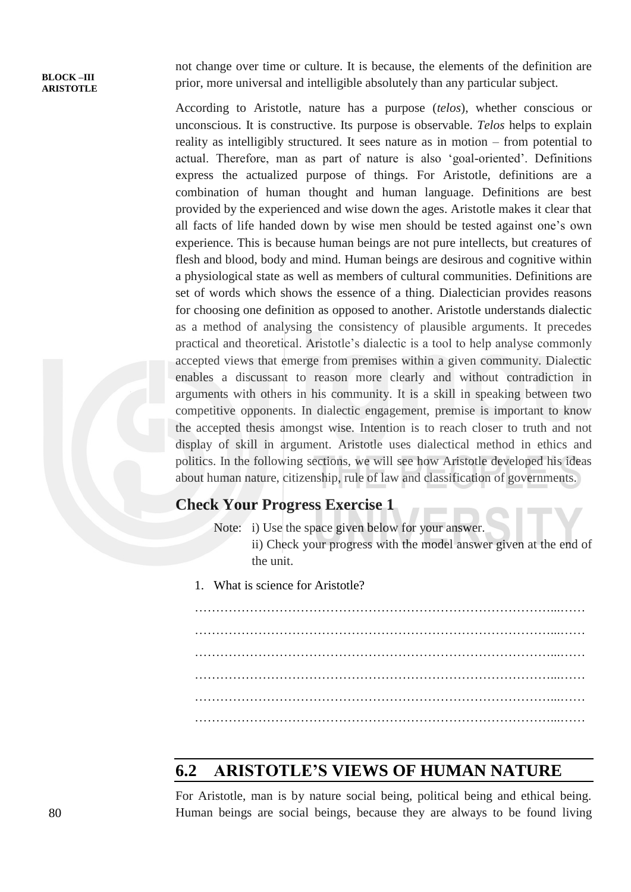not change over time or culture. It is because, the elements of the definition are prior, more universal and intelligible absolutely than any particular subject.

According to Aristotle, nature has a purpose (*telos*), whether conscious or unconscious. It is constructive. Its purpose is observable. *Telos* helps to explain reality as intelligibly structured. It sees nature as in motion – from potential to actual. Therefore, man as part of nature is also 'goal-oriented'. Definitions express the actualized purpose of things. For Aristotle, definitions are a combination of human thought and human language. Definitions are best provided by the experienced and wise down the ages. Aristotle makes it clear that all facts of life handed down by wise men should be tested against one's own experience. This is because human beings are not pure intellects, but creatures of flesh and blood, body and mind. Human beings are desirous and cognitive within a physiological state as well as members of cultural communities. Definitions are set of words which shows the essence of a thing. Dialectician provides reasons for choosing one definition as opposed to another. Aristotle understands dialectic as a method of analysing the consistency of plausible arguments. It precedes practical and theoretical. Aristotle's dialectic is a tool to help analyse commonly accepted views that emerge from premises within a given community. Dialectic enables a discussant to reason more clearly and without contradiction in arguments with others in his community. It is a skill in speaking between two competitive opponents. In dialectic engagement, premise is important to know the accepted thesis amongst wise. Intention is to reach closer to truth and not display of skill in argument. Aristotle uses dialectical method in ethics and politics. In the following sections, we will see how Aristotle developed his ideas about human nature, citizenship, rule of law and classification of governments.

### Check Your Progress Exercise 1

Note: i) Use the space given below for your answer.
ii) Check your progress with the model answer given at the end of the unit.

1. What is science for Aristotle?

……………………………………………………………………………………
……………………………………………………………………………………
……………………………………………………………………………………
……………………………………………………………………………………
……………………………………………………………………………………
……………………………………………………………………………………

## 6.2 ARISTOTLE'S VIEWS OF HUMAN NATURE

For Aristotle, man is by nature social being, political being and ethical being. Human beings are social beings, because they are always to be found living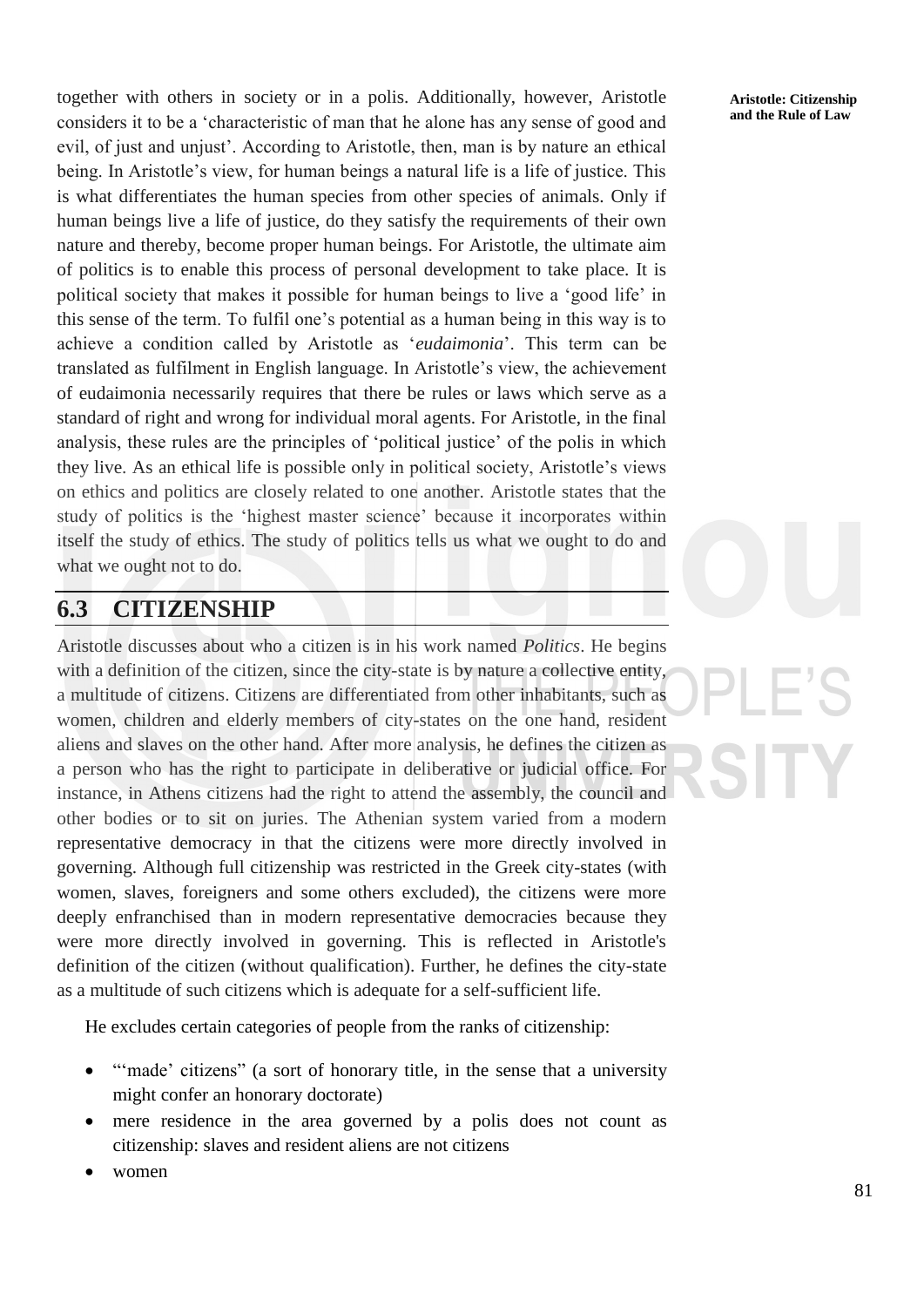together with others in society or in a polis. Additionally, however, Aristotle considers it to be a 'characteristic of man that he alone has any sense of good and evil, of just and unjust'. According to Aristotle, then, man is by nature an ethical being. In Aristotle's view, for human beings a natural life is a life of justice. This is what differentiates the human species from other species of animals. Only if human beings live a life of justice, do they satisfy the requirements of their own nature and thereby, become proper human beings. For Aristotle, the ultimate aim of politics is to enable this process of personal development to take place. It is political society that makes it possible for human beings to live a 'good life' in this sense of the term. To fulfil one's potential as a human being in this way is to achieve a condition called by Aristotle as '*eudaimonia*'. This term can be translated as fulfilment in English language. In Aristotle's view, the achievement of eudaimonia necessarily requires that there be rules or laws which serve as a standard of right and wrong for individual moral agents. For Aristotle, in the final analysis, these rules are the principles of 'political justice' of the polis in which they live. As an ethical life is possible only in political society, Aristotle's views on ethics and politics are closely related to one another. Aristotle states that the study of politics is the 'highest master science' because it incorporates within itself the study of ethics. The study of politics tells us what we ought to do and what we ought not to do.

## 6.3 CITIZENSHIP

Aristotle discusses about who a citizen is in his work named *Politics*. He begins with a definition of the citizen, since the city-state is by nature a collective entity, a multitude of citizens. Citizens are differentiated from other inhabitants, such as women, children and elderly members of city-states on the one hand, resident aliens and slaves on the other hand. After more analysis, he defines the citizen as a person who has the right to participate in deliberative or judicial office. For instance, in Athens citizens had the right to attend the assembly, the council and other bodies or to sit on juries. The Athenian system varied from a modern representative democracy in that the citizens were more directly involved in governing. Although full citizenship was restricted in the Greek city-states (with women, slaves, foreigners and some others excluded), the citizens were more deeply enfranchised than in modern representative democracies because they were more directly involved in governing. This is reflected in Aristotle's definition of the citizen (without qualification). Further, he defines the city-state as a multitude of such citizens which is adequate for a self-sufficient life.

He excludes certain categories of people from the ranks of citizenship:

- "'made' citizens" (a sort of honorary title, in the sense that a university might confer an honorary doctorate)
- mere residence in the area governed by a polis does not count as citizenship: slaves and resident aliens are not citizens
- women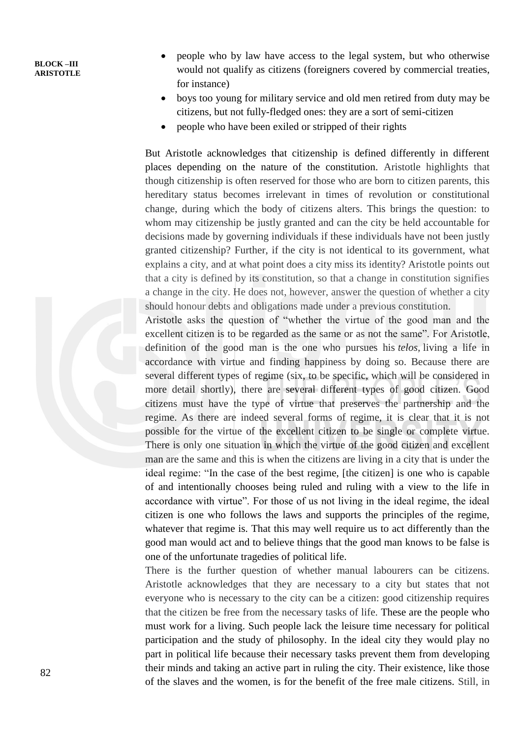- people who by law have access to the legal system, but who otherwise would not qualify as citizens (foreigners covered by commercial treaties, for instance)
- boys too young for military service and old men retired from duty may be citizens, but not fully-fledged ones: they are a sort of semi-citizen
- people who have been exiled or stripped of their rights

But Aristotle acknowledges that citizenship is defined differently in different places depending on the nature of the constitution. Aristotle highlights that though citizenship is often reserved for those who are born to citizen parents, this hereditary status becomes irrelevant in times of revolution or constitutional change, during which the body of citizens alters. This brings the question: to whom may citizenship be justly granted and can the city be held accountable for decisions made by governing individuals if these individuals have not been justly granted citizenship? Further, if the city is not identical to its government, what explains a city, and at what point does a city miss its identity? Aristotle points out that a city is defined by its constitution, so that a change in constitution signifies a change in the city. He does not, however, answer the question of whether a city should honour debts and obligations made under a previous constitution.

Aristotle asks the question of "whether the virtue of the good man and the excellent citizen is to be regarded as the same or as not the same". For Aristotle, definition of the good man is the one who pursues his *telos,* living a life in accordance with virtue and finding happiness by doing so. Because there are several different types of regime (six, to be specific, which will be considered in more detail shortly), there are several different types of good citizen. Good citizens must have the type of virtue that preserves the partnership and the regime. As there are indeed several forms of regime, it is clear that it is not possible for the virtue of the excellent citizen to be single or complete virtue. There is only one situation in which the virtue of the good citizen and excellent man are the same and this is when the citizens are living in a city that is under the ideal regime: "In the case of the best regime, [the citizen] is one who is capable of and intentionally chooses being ruled and ruling with a view to the life in accordance with virtue". For those of us not living in the ideal regime, the ideal citizen is one who follows the laws and supports the principles of the regime, whatever that regime is. That this may well require us to act differently than the good man would act and to believe things that the good man knows to be false is one of the unfortunate tragedies of political life.

There is the further question of whether manual labourers can be citizens. Aristotle acknowledges that they are necessary to a city but states that not everyone who is necessary to the city can be a citizen: good citizenship requires that the citizen be free from the necessary tasks of life. These are the people who must work for a living. Such people lack the leisure time necessary for political participation and the study of philosophy. In the ideal city they would play no part in political life because their necessary tasks prevent them from developing their minds and taking an active part in ruling the city. Their existence, like those of the slaves and the women, is for the benefit of the free male citizens. Still, in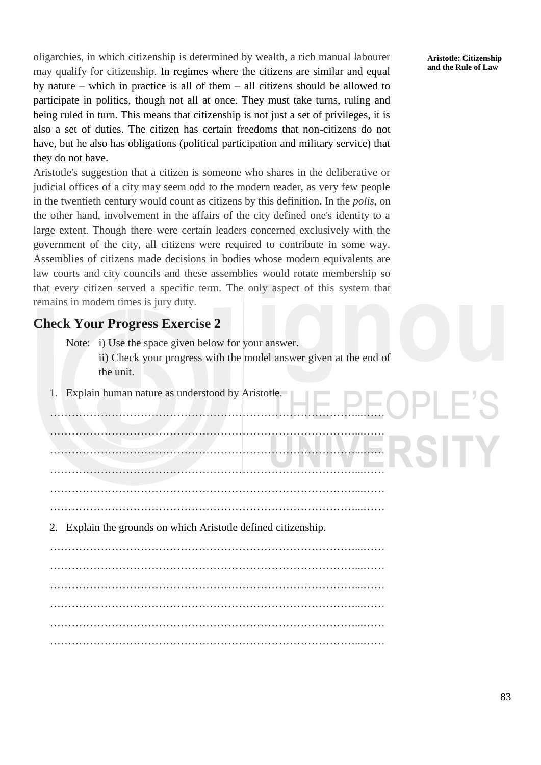oligarchies, in which citizenship is determined by wealth, a rich manual labourer may qualify for citizenship. In regimes where the citizens are similar and equal by nature – which in practice is all of them – all citizens should be allowed to participate in politics, though not all at once. They must take turns, ruling and being ruled in turn. This means that citizenship is not just a set of privileges, it is also a set of duties. The citizen has certain freedoms that non-citizens do not have, but he also has obligations (political participation and military service) that they do not have.

Aristotle's suggestion that a citizen is someone who shares in the deliberative or judicial offices of a city may seem odd to the modern reader, as very few people in the twentieth century would count as citizens by this definition. In the *polis*, on the other hand, involvement in the affairs of the city defined one's identity to a large extent. Though there were certain leaders concerned exclusively with the government of the city, all citizens were required to contribute in some way. Assemblies of citizens made decisions in bodies whose modern equivalents are law courts and city councils and these assemblies would rotate membership so that every citizen served a specific term. The only aspect of this system that remains in modern times is jury duty.

## Check Your Progress Exercise 2

Note: i) Use the space given below for your answer.

ii) Check your progress with the model answer given at the end of the unit.

1. Explain human nature as understood by Aristotle.

………………………………………………………………………………………

………………………………………………………………………………………

………………………………………………………………………………………

………………………………………………………………………………………

………………………………………………………………………………………

………………………………………………………………………………………

2. Explain the grounds on which Aristotle defined citizenship.

………………………………………………………………………………………

………………………………………………………………………………………

………………………………………………………………………………………

………………………………………………………………………………………

………………………………………………………………………………………

………………………………………………………………………………………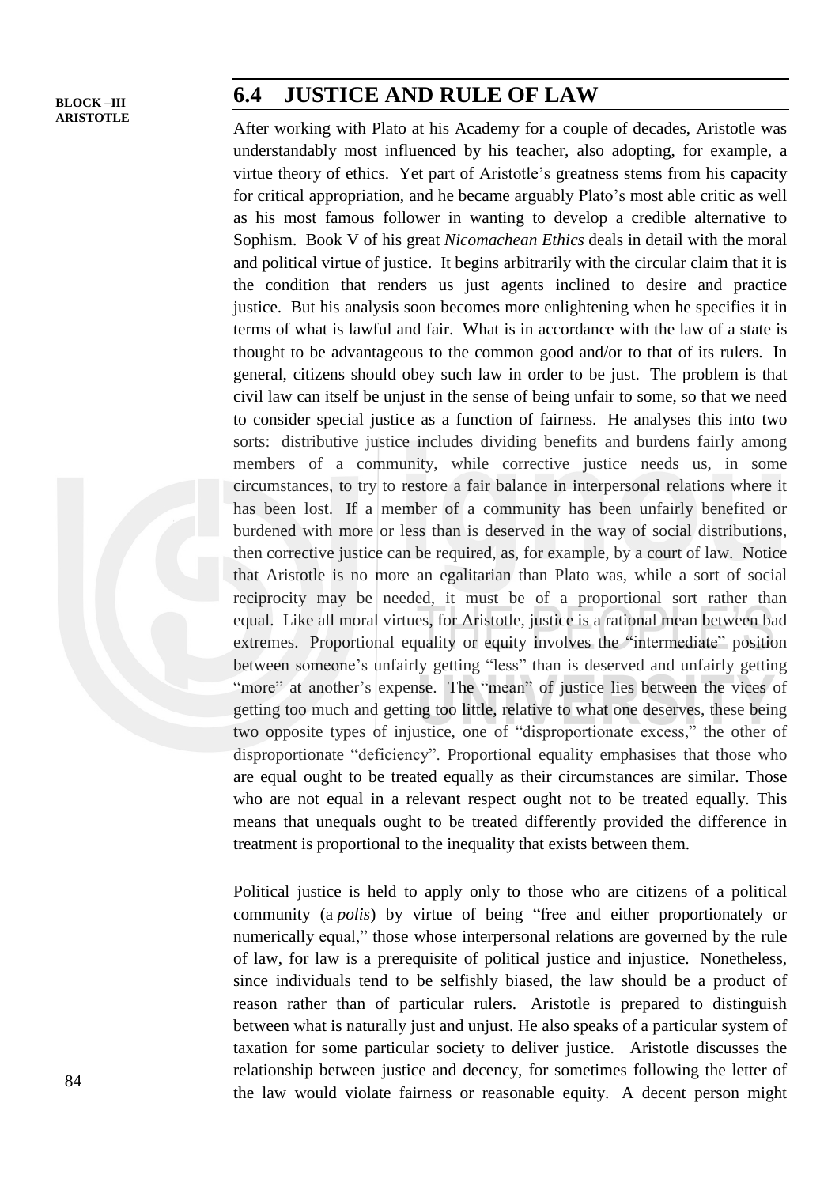## 6.4 JUSTICE AND RULE OF LAW

After working with Plato at his Academy for a couple of decades, Aristotle was understandably most influenced by his teacher, also adopting, for example, a virtue theory of ethics. Yet part of Aristotle's greatness stems from his capacity for critical appropriation, and he became arguably Plato's most able critic as well as his most famous follower in wanting to develop a credible alternative to Sophism. Book V of his great *Nicomachean Ethics* deals in detail with the moral and political virtue of justice. It begins arbitrarily with the circular claim that it is the condition that renders us just agents inclined to desire and practice justice. But his analysis soon becomes more enlightening when he specifies it in terms of what is lawful and fair. What is in accordance with the law of a state is thought to be advantageous to the common good and/or to that of its rulers. In general, citizens should obey such law in order to be just. The problem is that civil law can itself be unjust in the sense of being unfair to some, so that we need to consider special justice as a function of fairness. He analyses this into two sorts: distributive justice includes dividing benefits and burdens fairly among members of a community, while corrective justice needs us, in some circumstances, to try to restore a fair balance in interpersonal relations where it has been lost. If a member of a community has been unfairly benefited or burdened with more or less than is deserved in the way of social distributions, then corrective justice can be required, as, for example, by a court of law. Notice that Aristotle is no more an egalitarian than Plato was, while a sort of social reciprocity may be needed, it must be of a proportional sort rather than equal. Like all moral virtues, for Aristotle, justice is a rational mean between bad extremes. Proportional equality or equity involves the "intermediate" position between someone's unfairly getting "less" than is deserved and unfairly getting "more" at another's expense. The "mean" of justice lies between the vices of getting too much and getting too little, relative to what one deserves, these being two opposite types of injustice, one of "disproportionate excess," the other of disproportionate "deficiency". Proportional equality emphasises that those who are equal ought to be treated equally as their circumstances are similar. Those who are not equal in a relevant respect ought not to be treated equally. This means that unequals ought to be treated differently provided the difference in treatment is proportional to the inequality that exists between them.

Political justice is held to apply only to those who are citizens of a political community (a *polis*) by virtue of being "free and either proportionately or numerically equal," those whose interpersonal relations are governed by the rule of law, for law is a prerequisite of political justice and injustice. Nonetheless, since individuals tend to be selfishly biased, the law should be a product of reason rather than of particular rulers. Aristotle is prepared to distinguish between what is naturally just and unjust. He also speaks of a particular system of taxation for some particular society to deliver justice. Aristotle discusses the relationship between justice and decency, for sometimes following the letter of the law would violate fairness or reasonable equity. A decent person might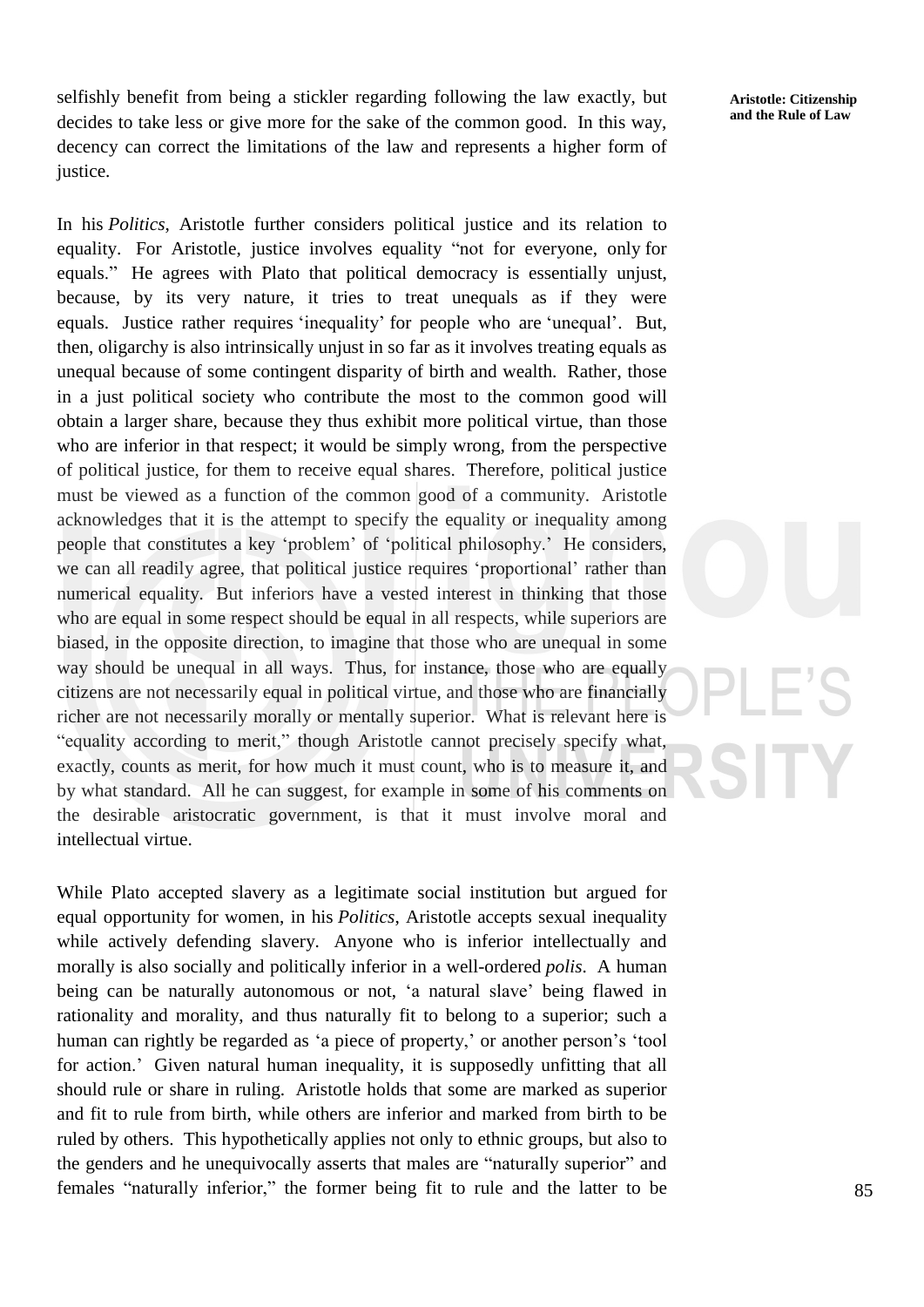selfishly benefit from being a stickler regarding following the law exactly, but decides to take less or give more for the sake of the common good. In this way, decency can correct the limitations of the law and represents a higher form of justice.

In his *Politics*, Aristotle further considers political justice and its relation to equality. For Aristotle, justice involves equality "not for everyone, only for equals." He agrees with Plato that political democracy is essentially unjust, because, by its very nature, it tries to treat unequals as if they were equals. Justice rather requires 'inequality' for people who are 'unequal'. But, then, oligarchy is also intrinsically unjust in so far as it involves treating equals as unequal because of some contingent disparity of birth and wealth. Rather, those in a just political society who contribute the most to the common good will obtain a larger share, because they thus exhibit more political virtue, than those who are inferior in that respect; it would be simply wrong, from the perspective of political justice, for them to receive equal shares. Therefore, political justice must be viewed as a function of the common good of a community. Aristotle acknowledges that it is the attempt to specify the equality or inequality among people that constitutes a key 'problem' of 'political philosophy.' He considers, we can all readily agree, that political justice requires 'proportional' rather than numerical equality. But inferiors have a vested interest in thinking that those who are equal in some respect should be equal in all respects, while superiors are biased, in the opposite direction, to imagine that those who are unequal in some way should be unequal in all ways. Thus, for instance, those who are equally citizens are not necessarily equal in political virtue, and those who are financially richer are not necessarily morally or mentally superior. What is relevant here is "equality according to merit," though Aristotle cannot precisely specify what, exactly, counts as merit, for how much it must count, who is to measure it, and by what standard. All he can suggest, for example in some of his comments on the desirable aristocratic government, is that it must involve moral and intellectual virtue.

While Plato accepted slavery as a legitimate social institution but argued for equal opportunity for women, in his *Politics*, Aristotle accepts sexual inequality while actively defending slavery. Anyone who is inferior intellectually and morally is also socially and politically inferior in a well-ordered *polis*. A human being can be naturally autonomous or not, 'a natural slave' being flawed in rationality and morality, and thus naturally fit to belong to a superior; such a human can rightly be regarded as 'a piece of property,' or another person's 'tool for action.' Given natural human inequality, it is supposedly unfitting that all should rule or share in ruling. Aristotle holds that some are marked as superior and fit to rule from birth, while others are inferior and marked from birth to be ruled by others. This hypothetically applies not only to ethnic groups, but also to the genders and he unequivocally asserts that males are "naturally superior" and females "naturally inferior," the former being fit to rule and the latter to be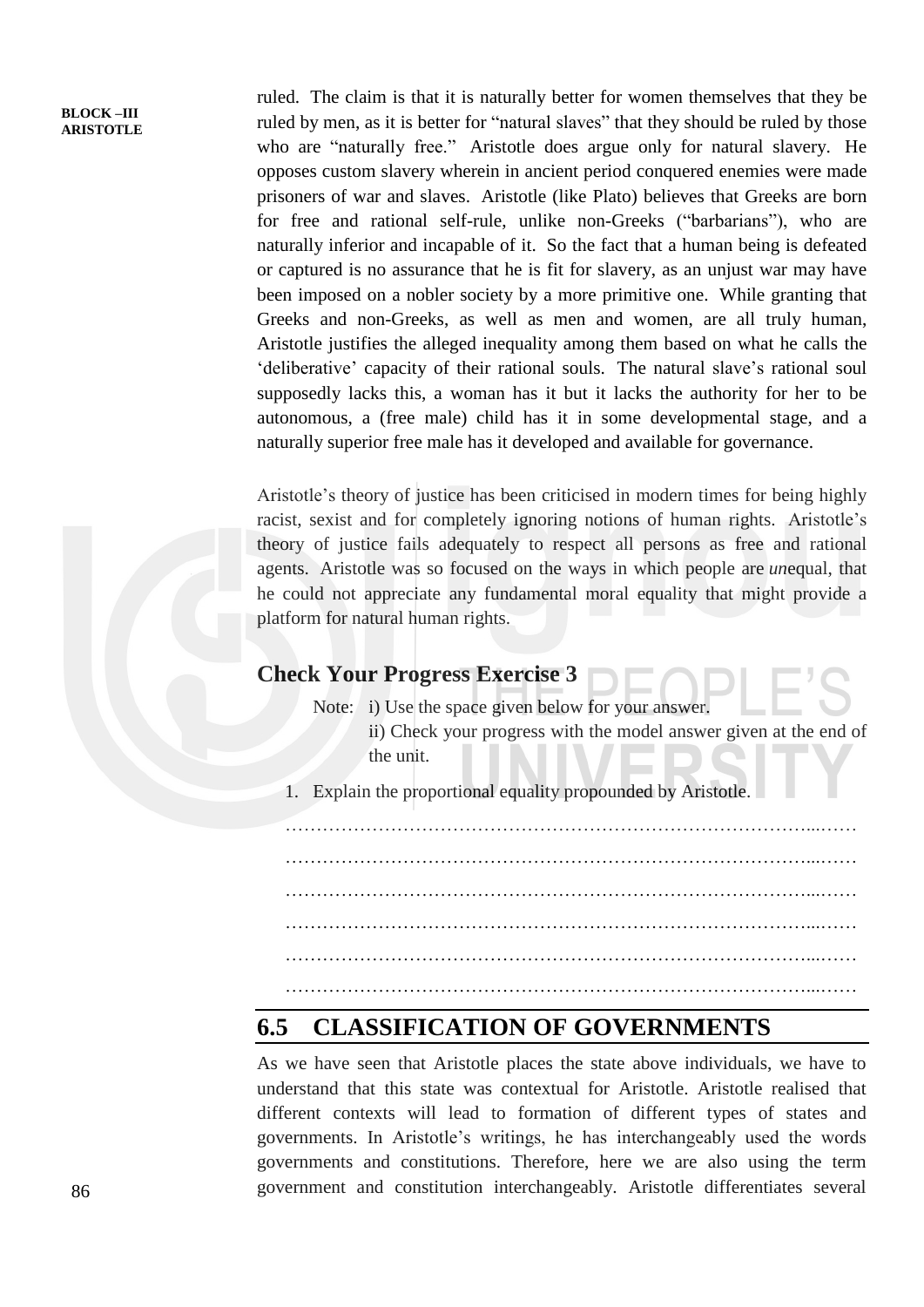ruled. The claim is that it is naturally better for women themselves that they be ruled by men, as it is better for "natural slaves" that they should be ruled by those who are "naturally free." Aristotle does argue only for natural slavery. He opposes custom slavery wherein in ancient period conquered enemies were made prisoners of war and slaves. Aristotle (like Plato) believes that Greeks are born for free and rational self-rule, unlike non-Greeks ("barbarians"), who are naturally inferior and incapable of it. So the fact that a human being is defeated or captured is no assurance that he is fit for slavery, as an unjust war may have been imposed on a nobler society by a more primitive one. While granting that Greeks and non-Greeks, as well as men and women, are all truly human, Aristotle justifies the alleged inequality among them based on what he calls the 'deliberative' capacity of their rational souls. The natural slave's rational soul supposedly lacks this, a woman has it but it lacks the authority for her to be autonomous, a (free male) child has it in some developmental stage, and a naturally superior free male has it developed and available for governance.

Aristotle's theory of justice has been criticised in modern times for being highly racist, sexist and for completely ignoring notions of human rights. Aristotle's theory of justice fails adequately to respect all persons as free and rational agents. Aristotle was so focused on the ways in which people are *un*equal, that he could not appreciate any fundamental moral equality that might provide a platform for natural human rights.

## Check Your Progress Exercise 3

Note: i) Use the space given below for your answer.

ii) Check your progress with the model answer given at the end of the unit.

1. Explain the proportional equality propounded by Aristotle.

…………………………………………………………………………………………

…………………………………………………………………………………………

…………………………………………………………………………………………

…………………………………………………………………………………………

…………………………………………………………………………………………

…………………………………………………………………………………………

## 6.5 CLASSIFICATION OF GOVERNMENTS

As we have seen that Aristotle places the state above individuals, we have to understand that this state was contextual for Aristotle. Aristotle realised that different contexts will lead to formation of different types of states and governments. In Aristotle's writings, he has interchangeably used the words governments and constitutions. Therefore, here we are also using the term government and constitution interchangeably. Aristotle differentiates several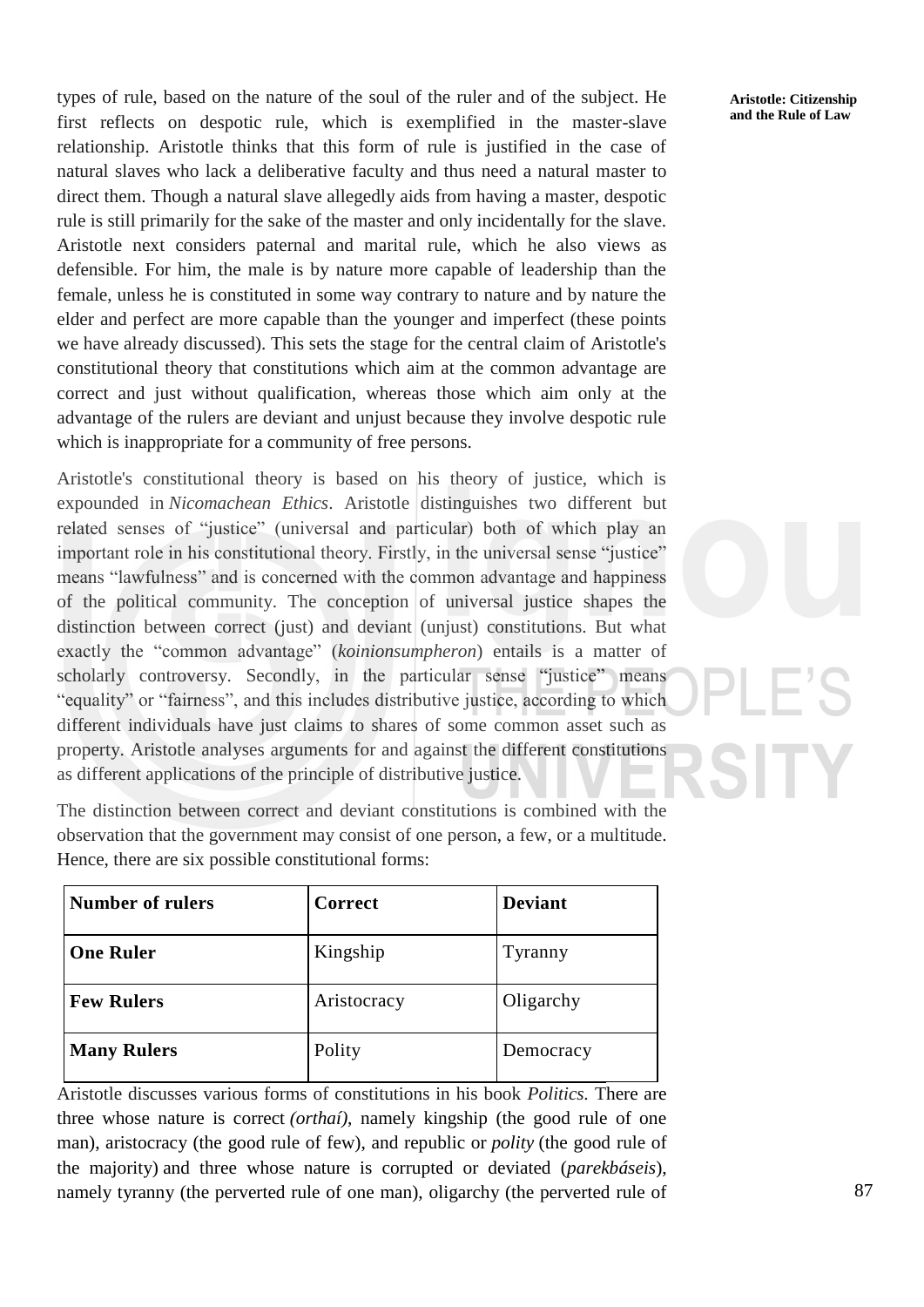types of rule, based on the nature of the soul of the ruler and of the subject. He first reflects on despotic rule, which is exemplified in the master-slave relationship. Aristotle thinks that this form of rule is justified in the case of natural slaves who lack a deliberative faculty and thus need a natural master to direct them. Though a natural slave allegedly aids from having a master, despotic rule is still primarily for the sake of the master and only incidentally for the slave. Aristotle next considers paternal and marital rule, which he also views as defensible. For him, the male is by nature more capable of leadership than the female, unless he is constituted in some way contrary to nature and by nature the elder and perfect are more capable than the younger and imperfect (these points we have already discussed). This sets the stage for the central claim of Aristotle's constitutional theory that constitutions which aim at the common advantage are correct and just without qualification, whereas those which aim only at the advantage of the rulers are deviant and unjust because they involve despotic rule which is inappropriate for a community of free persons.

Aristotle's constitutional theory is based on his theory of justice, which is expounded in *Nicomachean Ethics*. Aristotle distinguishes two different but related senses of "justice" (universal and particular) both of which play an important role in his constitutional theory. Firstly, in the universal sense "justice" means "lawfulness" and is concerned with the common advantage and happiness of the political community. The conception of universal justice shapes the distinction between correct (just) and deviant (unjust) constitutions. But what exactly the "common advantage" (*koinionsumpheron*) entails is a matter of scholarly controversy. Secondly, in the particular sense "justice" means "equality" or "fairness", and this includes distributive justice, according to which different individuals have just claims to shares of some common asset such as property. Aristotle analyses arguments for and against the different constitutions as different applications of the principle of distributive justice.

The distinction between correct and deviant constitutions is combined with the observation that the government may consist of one person, a few, or a multitude. Hence, there are six possible constitutional forms:

| Number of rulers | Correct | Deviant |
|---|---|---|
| **One Ruler** | Kingship | Tyranny |
| **Few Rulers** | Aristocracy | Oligarchy |
| **Many Rulers** | Polity | Democracy |

Aristotle discusses various forms of constitutions in his book *Politics*. There are three whose nature is correct *(orthaí)*, namely kingship (the good rule of one man), aristocracy (the good rule of few), and republic or *polity* (the good rule of the majority) and three whose nature is corrupted or deviated (*parekbáseis*), namely tyranny (the perverted rule of one man), oligarchy (the perverted rule of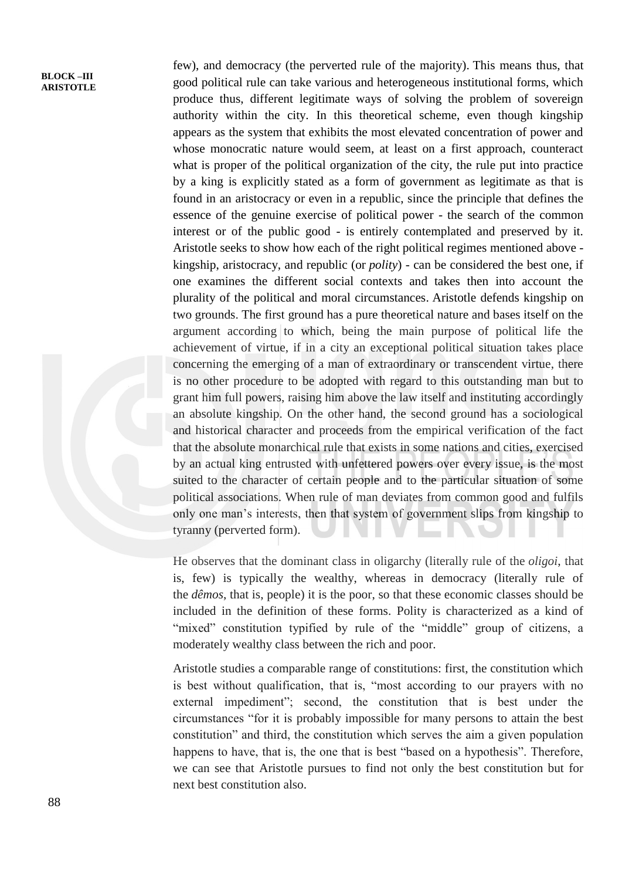few), and democracy (the perverted rule of the majority). This means thus, that good political rule can take various and heterogeneous institutional forms, which produce thus, different legitimate ways of solving the problem of sovereign authority within the city. In this theoretical scheme, even though kingship appears as the system that exhibits the most elevated concentration of power and whose monocratic nature would seem, at least on a first approach, counteract what is proper of the political organization of the city, the rule put into practice by a king is explicitly stated as a form of government as legitimate as that is found in an aristocracy or even in a republic, since the principle that defines the essence of the genuine exercise of political power - the search of the common interest or of the public good - is entirely contemplated and preserved by it. Aristotle seeks to show how each of the right political regimes mentioned above - kingship, aristocracy, and republic (or *polity*) - can be considered the best one, if one examines the different social contexts and takes then into account the plurality of the political and moral circumstances. Aristotle defends kingship on two grounds. The first ground has a pure theoretical nature and bases itself on the argument according to which, being the main purpose of political life the achievement of virtue, if in a city an exceptional political situation takes place concerning the emerging of a man of extraordinary or transcendent virtue, there is no other procedure to be adopted with regard to this outstanding man but to grant him full powers, raising him above the law itself and instituting accordingly an absolute kingship. On the other hand, the second ground has a sociological and historical character and proceeds from the empirical verification of the fact that the absolute monarchical rule that exists in some nations and cities, exercised by an actual king entrusted with unfettered powers over every issue, is the most suited to the character of certain people and to the particular situation of some political associations. When rule of man deviates from common good and fulfils only one man's interests, then that system of government slips from kingship to tyranny (perverted form).

He observes that the dominant class in oligarchy (literally rule of the *oligoi*, that is, few) is typically the wealthy, whereas in democracy (literally rule of the *dêmos*, that is, people) it is the poor, so that these economic classes should be included in the definition of these forms. Polity is characterized as a kind of "mixed" constitution typified by rule of the "middle" group of citizens, a moderately wealthy class between the rich and poor.

Aristotle studies a comparable range of constitutions: first, the constitution which is best without qualification, that is, "most according to our prayers with no external impediment"; second, the constitution that is best under the circumstances "for it is probably impossible for many persons to attain the best constitution" and third, the constitution which serves the aim a given population happens to have, that is, the one that is best "based on a hypothesis". Therefore, we can see that Aristotle pursues to find not only the best constitution but for next best constitution also.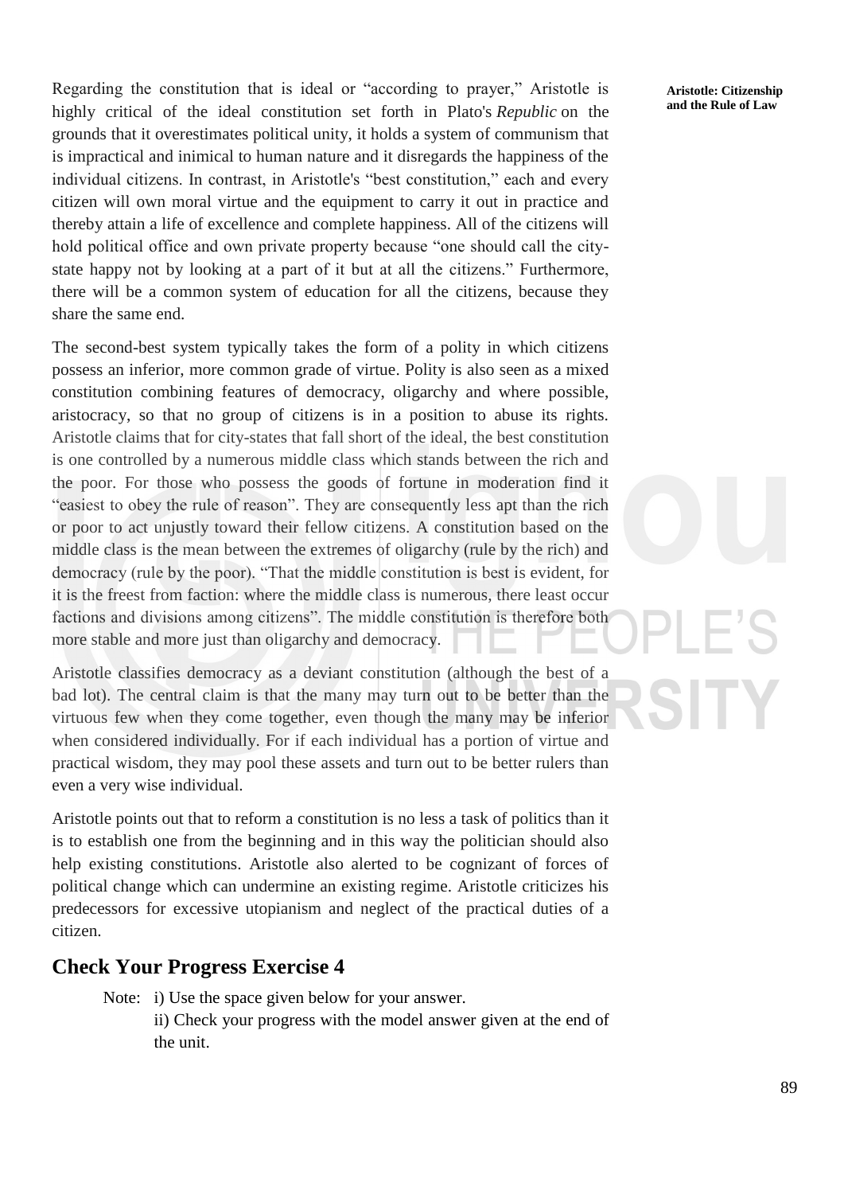Regarding the constitution that is ideal or "according to prayer," Aristotle is highly critical of the ideal constitution set forth in Plato's *Republic* on the grounds that it overestimates political unity, it holds a system of communism that is impractical and inimical to human nature and it disregards the happiness of the individual citizens. In contrast, in Aristotle's "best constitution," each and every citizen will own moral virtue and the equipment to carry it out in practice and thereby attain a life of excellence and complete happiness. All of the citizens will hold political office and own private property because "one should call the city-state happy not by looking at a part of it but at all the citizens." Furthermore, there will be a common system of education for all the citizens, because they share the same end.

The second-best system typically takes the form of a polity in which citizens possess an inferior, more common grade of virtue. Polity is also seen as a mixed constitution combining features of democracy, oligarchy and where possible, aristocracy, so that no group of citizens is in a position to abuse its rights. Aristotle claims that for city-states that fall short of the ideal, the best constitution is one controlled by a numerous middle class which stands between the rich and the poor. For those who possess the goods of fortune in moderation find it "easiest to obey the rule of reason". They are consequently less apt than the rich or poor to act unjustly toward their fellow citizens. A constitution based on the middle class is the mean between the extremes of oligarchy (rule by the rich) and democracy (rule by the poor). "That the middle constitution is best is evident, for it is the freest from faction: where the middle class is numerous, there least occur factions and divisions among citizens". The middle constitution is therefore both more stable and more just than oligarchy and democracy.

Aristotle classifies democracy as a deviant constitution (although the best of a bad lot). The central claim is that the many may turn out to be better than the virtuous few when they come together, even though the many may be inferior when considered individually. For if each individual has a portion of virtue and practical wisdom, they may pool these assets and turn out to be better rulers than even a very wise individual.

Aristotle points out that to reform a constitution is no less a task of politics than it is to establish one from the beginning and in this way the politician should also help existing constitutions. Aristotle also alerted to be cognizant of forces of political change which can undermine an existing regime. Aristotle criticizes his predecessors for excessive utopianism and neglect of the practical duties of a citizen.

## Check Your Progress Exercise 4

Note: i) Use the space given below for your answer.

ii) Check your progress with the model answer given at the end of the unit.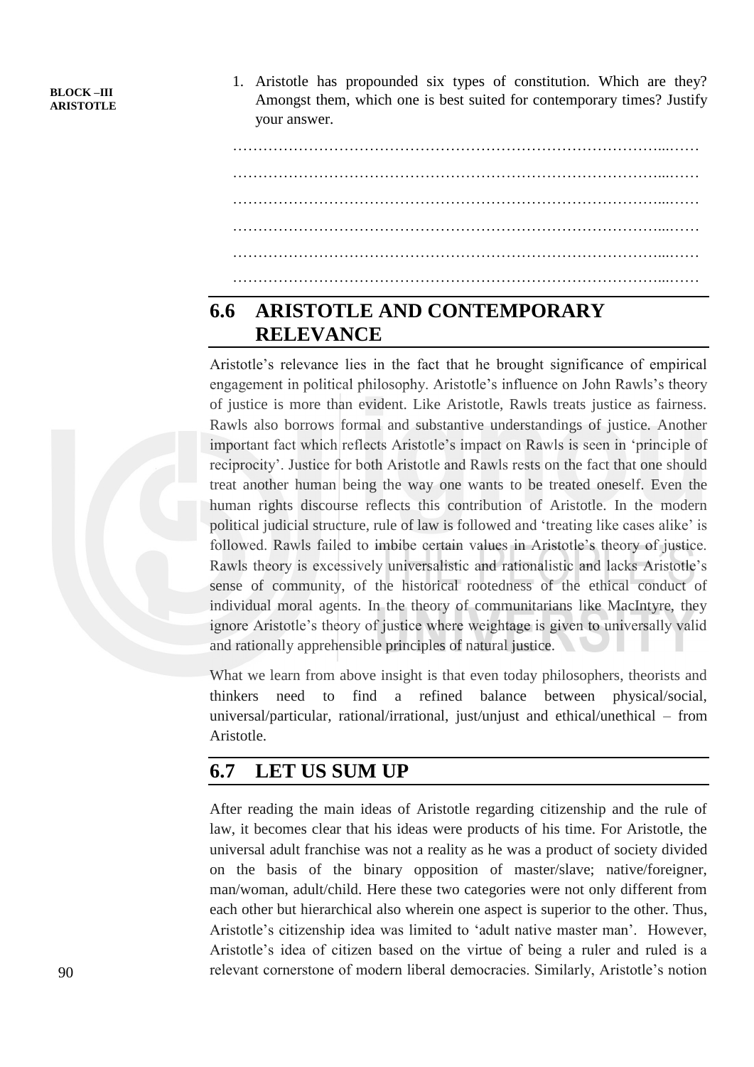1. Aristotle has propounded six types of constitution. Which are they? Amongst them, which one is best suited for contemporary times? Justify your answer.

……………………………………………………………………………...……

……………………………………………………………………………...……

……………………………………………………………………………...……

……………………………………………………………………………...……

……………………………………………………………………………...……

……………………………………………………………………………...……

## 6.6 ARISTOTLE AND CONTEMPORARY RELEVANCE

Aristotle's relevance lies in the fact that he brought significance of empirical engagement in political philosophy. Aristotle's influence on John Rawls's theory of justice is more than evident. Like Aristotle, Rawls treats justice as fairness. Rawls also borrows formal and substantive understandings of justice. Another important fact which reflects Aristotle's impact on Rawls is seen in 'principle of reciprocity'. Justice for both Aristotle and Rawls rests on the fact that one should treat another human being the way one wants to be treated oneself. Even the human rights discourse reflects this contribution of Aristotle. In the modern political judicial structure, rule of law is followed and 'treating like cases alike' is followed. Rawls failed to imbibe certain values in Aristotle's theory of justice. Rawls theory is excessively universalistic and rationalistic and lacks Aristotle's sense of community, of the historical rootedness of the ethical conduct of individual moral agents. In the theory of communitarians like MacIntyre, they ignore Aristotle's theory of justice where weightage is given to universally valid and rationally apprehensible principles of natural justice.

What we learn from above insight is that even today philosophers, theorists and thinkers need to find a refined balance between physical/social, universal/particular, rational/irrational, just/unjust and ethical/unethical – from Aristotle.

## 6.7 LET US SUM UP

After reading the main ideas of Aristotle regarding citizenship and the rule of law, it becomes clear that his ideas were products of his time. For Aristotle, the universal adult franchise was not a reality as he was a product of society divided on the basis of the binary opposition of master/slave; native/foreigner, man/woman, adult/child. Here these two categories were not only different from each other but hierarchical also wherein one aspect is superior to the other. Thus, Aristotle's citizenship idea was limited to 'adult native master man'. However, Aristotle's idea of citizen based on the virtue of being a ruler and ruled is a relevant cornerstone of modern liberal democracies. Similarly, Aristotle's notion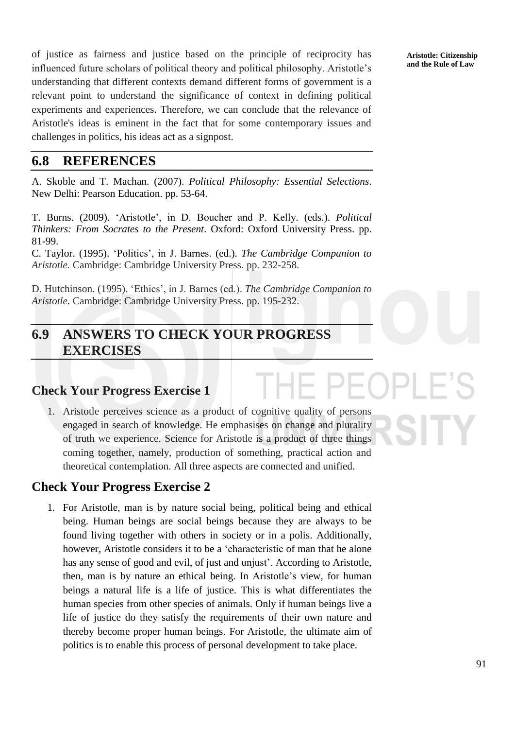of justice as fairness and justice based on the principle of reciprocity has influenced future scholars of political theory and political philosophy. Aristotle's understanding that different contexts demand different forms of government is a relevant point to understand the significance of context in defining political experiments and experiences. Therefore, we can conclude that the relevance of Aristotle's ideas is eminent in the fact that for some contemporary issues and challenges in politics, his ideas act as a signpost.

## 6.8 REFERENCES

A. Skoble and T. Machan. (2007). *Political Philosophy: Essential Selections*. New Delhi: Pearson Education. pp. 53-64.

T. Burns. (2009). 'Aristotle', in D. Boucher and P. Kelly. (eds.). *Political Thinkers: From Socrates to the Present*. Oxford: Oxford University Press. pp. 81-99.

C. Taylor. (1995). 'Politics', in J. Barnes. (ed.). *The Cambridge Companion to Aristotle.* Cambridge: Cambridge University Press. pp. 232-258.

D. Hutchinson. (1995). 'Ethics', in J. Barnes (ed.). *The Cambridge Companion to Aristotle.* Cambridge: Cambridge University Press. pp. 195-232.

## 6.9 ANSWERS TO CHECK YOUR PROGRESS EXERCISES

### Check Your Progress Exercise 1

1. Aristotle perceives science as a product of cognitive quality of persons engaged in search of knowledge. He emphasises on change and plurality of truth we experience. Science for Aristotle is a product of three things coming together, namely, production of something, practical action and theoretical contemplation. All three aspects are connected and unified.

### Check Your Progress Exercise 2

1. For Aristotle, man is by nature social being, political being and ethical being. Human beings are social beings because they are always to be found living together with others in society or in a polis. Additionally, however, Aristotle considers it to be a 'characteristic of man that he alone has any sense of good and evil, of just and unjust'. According to Aristotle, then, man is by nature an ethical being. In Aristotle's view, for human beings a natural life is a life of justice. This is what differentiates the human species from other species of animals. Only if human beings live a life of justice do they satisfy the requirements of their own nature and thereby become proper human beings. For Aristotle, the ultimate aim of politics is to enable this process of personal development to take place.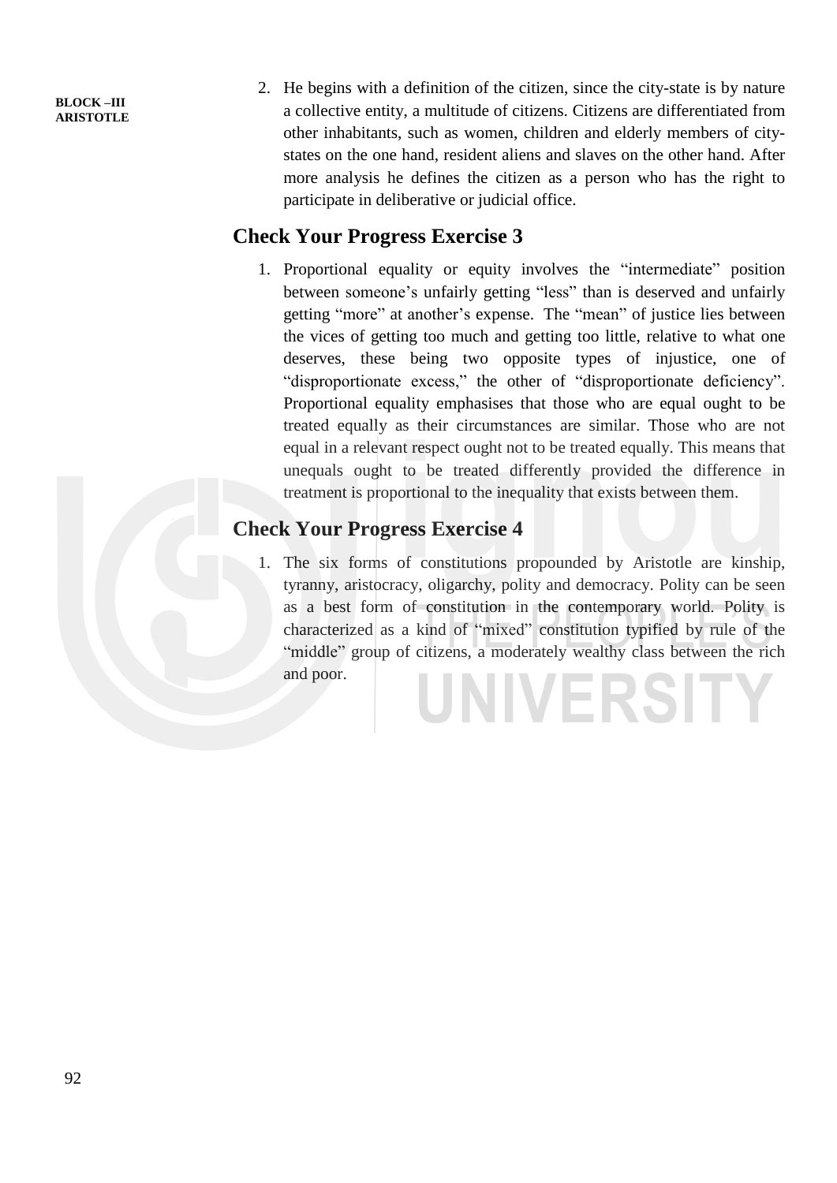2. He begins with a definition of the citizen, since the city-state is by nature a collective entity, a multitude of citizens. Citizens are differentiated from other inhabitants, such as women, children and elderly members of city-states on the one hand, resident aliens and slaves on the other hand. After more analysis he defines the citizen as a person who has the right to participate in deliberative or judicial office.

## Check Your Progress Exercise 3

1. Proportional equality or equity involves the "intermediate" position between someone's unfairly getting "less" than is deserved and unfairly getting "more" at another's expense. The "mean" of justice lies between the vices of getting too much and getting too little, relative to what one deserves, these being two opposite types of injustice, one of "disproportionate excess," the other of "disproportionate deficiency". Proportional equality emphasises that those who are equal ought to be treated equally as their circumstances are similar. Those who are not equal in a relevant respect ought not to be treated equally. This means that unequals ought to be treated differently provided the difference in treatment is proportional to the inequality that exists between them.

## Check Your Progress Exercise 4

1. The six forms of constitutions propounded by Aristotle are kinship, tyranny, aristocracy, oligarchy, polity and democracy. Polity can be seen as a best form of constitution in the contemporary world. Polity is characterized as a kind of "mixed" constitution typified by rule of the "middle" group of citizens, a moderately wealthy class between the rich and poor.